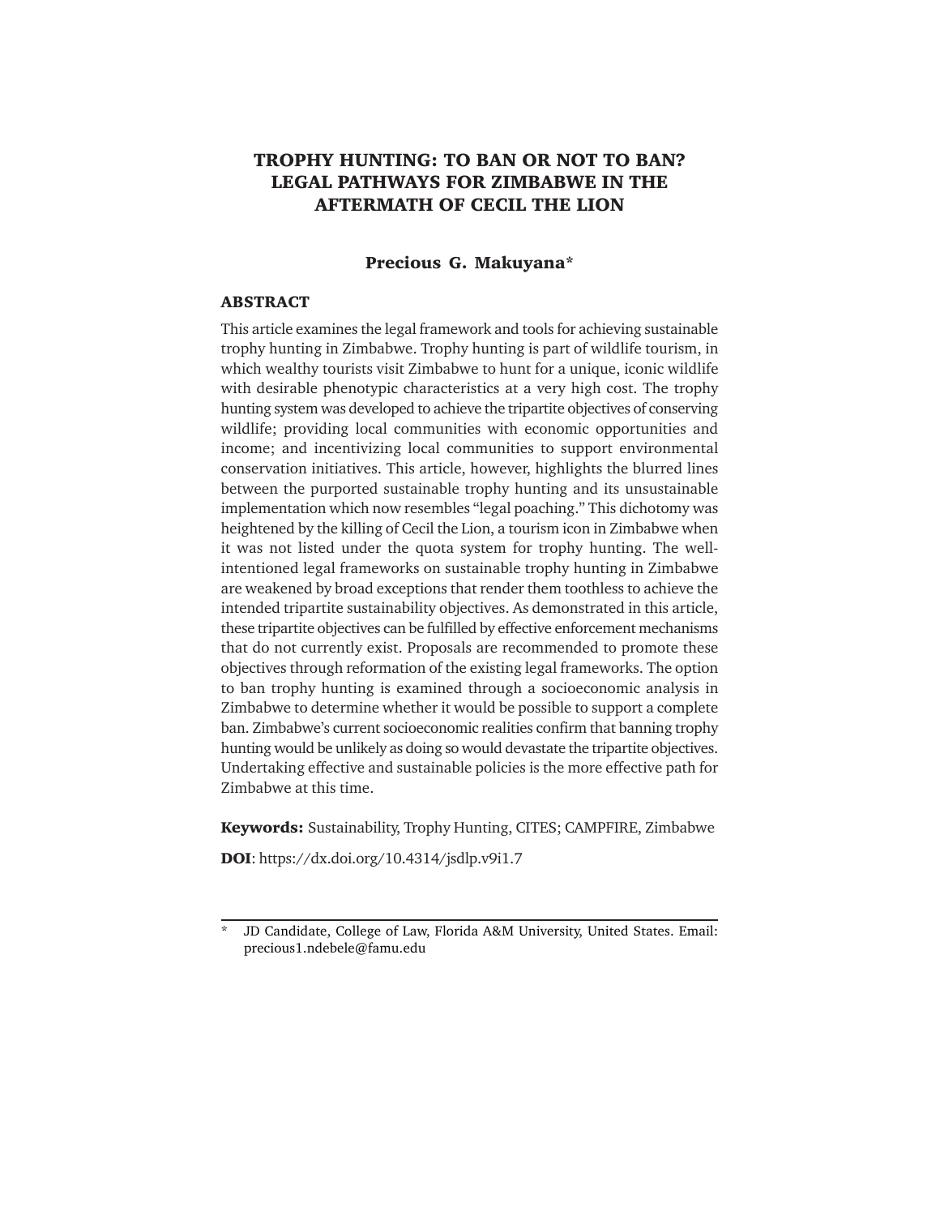# TROPHY HUNTING: TO BAN OR NOT TO BAN? LEGAL PATHWAYS FOR ZIMBABWE IN THE AFTERMATH OF CECIL THE LION

**Precious G. Makuyana***

## ABSTRACT

This article examines the legal framework and tools for achieving sustainable trophy hunting in Zimbabwe. Trophy hunting is part of wildlife tourism, in which wealthy tourists visit Zimbabwe to hunt for a unique, iconic wildlife with desirable phenotypic characteristics at a very high cost. The trophy hunting system was developed to achieve the tripartite objectives of conserving wildlife; providing local communities with economic opportunities and income; and incentivizing local communities to support environmental conservation initiatives. This article, however, highlights the blurred lines between the purported sustainable trophy hunting and its unsustainable implementation which now resembles "legal poaching." This dichotomy was heightened by the killing of Cecil the Lion, a tourism icon in Zimbabwe when it was not listed under the quota system for trophy hunting. The well-intentioned legal frameworks on sustainable trophy hunting in Zimbabwe are weakened by broad exceptions that render them toothless to achieve the intended tripartite sustainability objectives. As demonstrated in this article, these tripartite objectives can be fulfilled by effective enforcement mechanisms that do not currently exist. Proposals are recommended to promote these objectives through reformation of the existing legal frameworks. The option to ban trophy hunting is examined through a socioeconomic analysis in Zimbabwe to determine whether it would be possible to support a complete ban. Zimbabwe's current socioeconomic realities confirm that banning trophy hunting would be unlikely as doing so would devastate the tripartite objectives. Undertaking effective and sustainable policies is the more effective path for Zimbabwe at this time.

**Keywords:** Sustainability, Trophy Hunting, CITES; CAMPFIRE, Zimbabwe

**DOI**: https://dx.doi.org/10.4314/jsdlp.v9i1.7

---

\* JD Candidate, College of Law, Florida A&M University, United States. Email: precious1.ndebele@famu.edu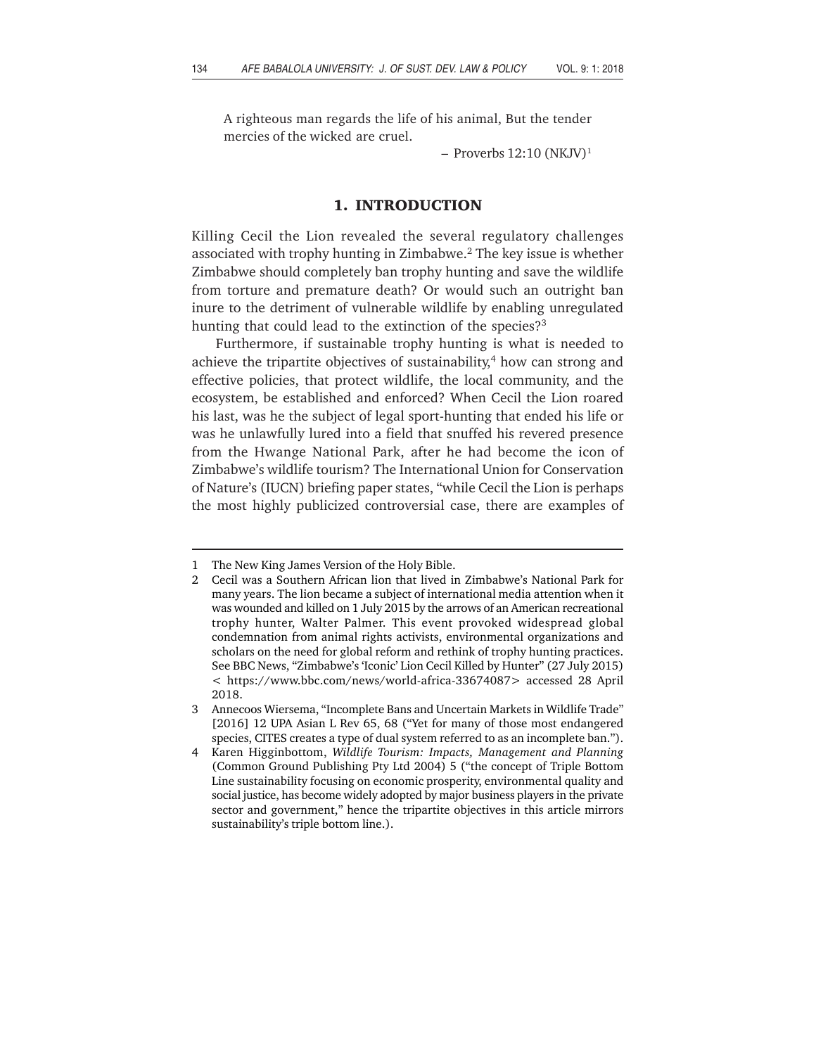A righteous man regards the life of his animal, But the tender mercies of the wicked are cruel.

– Proverbs 12:10 (NKJV)[1]

## 1. INTRODUCTION

Killing Cecil the Lion revealed the several regulatory challenges associated with trophy hunting in Zimbabwe.[2] The key issue is whether Zimbabwe should completely ban trophy hunting and save the wildlife from torture and premature death? Or would such an outright ban inure to the detriment of vulnerable wildlife by enabling unregulated hunting that could lead to the extinction of the species?[3]

Furthermore, if sustainable trophy hunting is what is needed to achieve the tripartite objectives of sustainability,[4] how can strong and effective policies, that protect wildlife, the local community, and the ecosystem, be established and enforced? When Cecil the Lion roared his last, was he the subject of legal sport-hunting that ended his life or was he unlawfully lured into a field that snuffed his revered presence from the Hwange National Park, after he had become the icon of Zimbabwe's wildlife tourism? The International Union for Conservation of Nature's (IUCN) briefing paper states, "while Cecil the Lion is perhaps the most highly publicized controversial case, there are examples of

---

1 The New King James Version of the Holy Bible.

2 Cecil was a Southern African lion that lived in Zimbabwe's National Park for many years. The lion became a subject of international media attention when it was wounded and killed on 1 July 2015 by the arrows of an American recreational trophy hunter, Walter Palmer. This event provoked widespread global condemnation from animal rights activists, environmental organizations and scholars on the need for global reform and rethink of trophy hunting practices. See BBC News, "Zimbabwe's 'Iconic' Lion Cecil Killed by Hunter" (27 July 2015) < https://www.bbc.com/news/world-africa-33674087> accessed 28 April 2018.

3 Annecoos Wiersema, "Incomplete Bans and Uncertain Markets in Wildlife Trade" [2016] 12 UPA Asian L Rev 65, 68 ("Yet for many of those most endangered species, CITES creates a type of dual system referred to as an incomplete ban.").

4 Karen Higginbottom, *Wildlife Tourism: Impacts, Management and Planning* (Common Ground Publishing Pty Ltd 2004) 5 ("the concept of Triple Bottom Line sustainability focusing on economic prosperity, environmental quality and social justice, has become widely adopted by major business players in the private sector and government," hence the tripartite objectives in this article mirrors sustainability's triple bottom line.).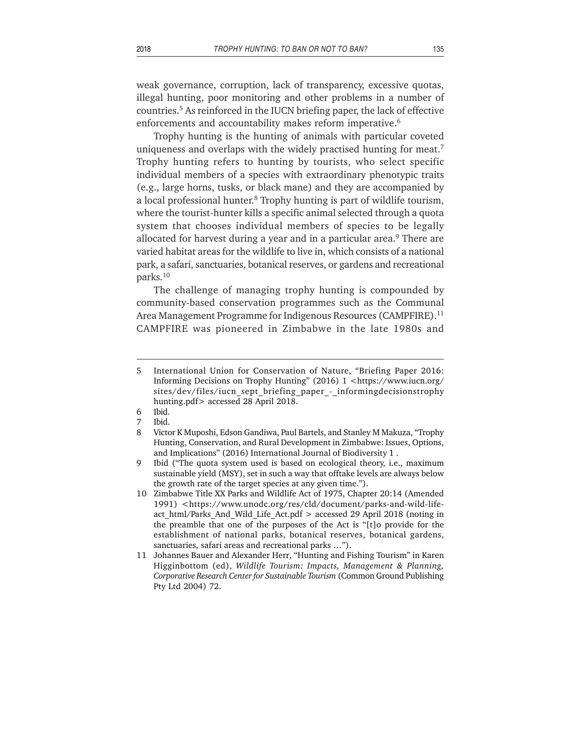weak governance, corruption, lack of transparency, excessive quotas, illegal hunting, poor monitoring and other problems in a number of countries.[5] As reinforced in the IUCN briefing paper, the lack of effective enforcements and accountability makes reform imperative.[6]

Trophy hunting is the hunting of animals with particular coveted uniqueness and overlaps with the widely practised hunting for meat.[7] Trophy hunting refers to hunting by tourists, who select specific individual members of a species with extraordinary phenotypic traits (e.g., large horns, tusks, or black mane) and they are accompanied by a local professional hunter.[8] Trophy hunting is part of wildlife tourism, where the tourist-hunter kills a specific animal selected through a quota system that chooses individual members of species to be legally allocated for harvest during a year and in a particular area.[9] There are varied habitat areas for the wildlife to live in, which consists of a national park, a safari, sanctuaries, botanical reserves, or gardens and recreational parks.[10]

The challenge of managing trophy hunting is compounded by community-based conservation programmes such as the Communal Area Management Programme for Indigenous Resources (CAMPFIRE).[11] CAMPFIRE was pioneered in Zimbabwe in the late 1980s and

---

5 International Union for Conservation of Nature, "Briefing Paper 2016: Informing Decisions on Trophy Hunting" (2016) 1 <https://www.iucn.org/sites/dev/files/iucn_sept_briefing_paper_-_informingdecisionstrophyhunting.pdf> accessed 28 April 2018.

6 Ibid.

7 Ibid.

8 Victor K Muposhi, Edson Gandiwa, Paul Bartels, and Stanley M Makuza, "Trophy Hunting, Conservation, and Rural Development in Zimbabwe: Issues, Options, and Implications" (2016) International Journal of Biodiversity 1 .

9 Ibid ("The quota system used is based on ecological theory, i.e., maximum sustainable yield (MSY), set in such a way that offtake levels are always below the growth rate of the target species at any given time.").

10 Zimbabwe Title XX Parks and Wildlife Act of 1975, Chapter 20:14 (Amended 1991) <https://www.unodc.org/res/cld/document/parks-and-wild-life-act_html/Parks_And_Wild_Life_Act.pdf > accessed 29 April 2018 (noting in the preamble that one of the purposes of the Act is "[t]o provide for the establishment of national parks, botanical reserves, botanical gardens, sanctuaries, safari areas and recreational parks …").

11 Johannes Bauer and Alexander Herr, "Hunting and Fishing Tourism" in Karen Higginbottom (ed), *Wildlife Tourism: Impacts, Management & Planning, Corporative Research Center for Sustainable Tourism* (Common Ground Publishing Pty Ltd 2004) 72.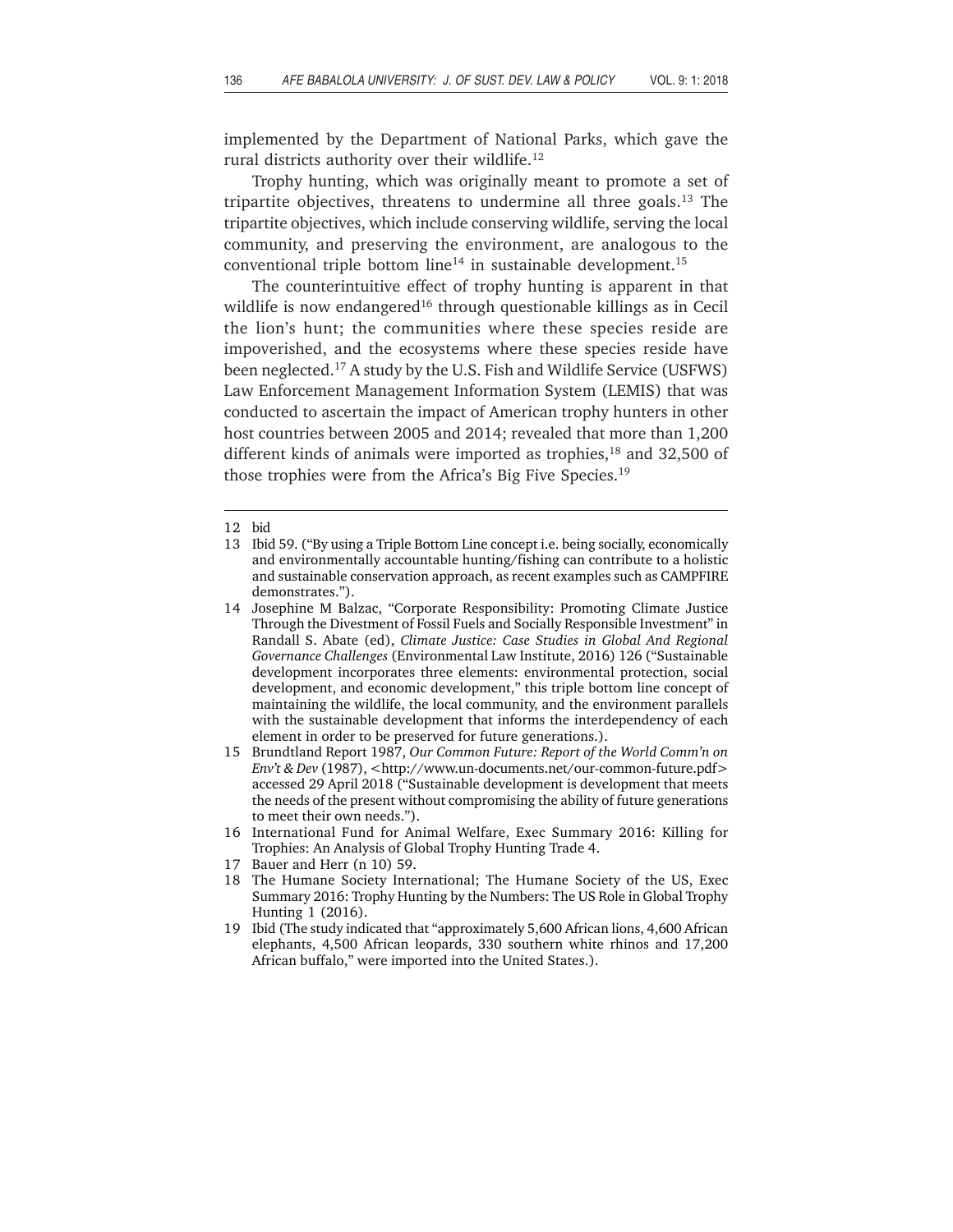implemented by the Department of National Parks, which gave the rural districts authority over their wildlife.[12]

Trophy hunting, which was originally meant to promote a set of tripartite objectives, threatens to undermine all three goals.[13] The tripartite objectives, which include conserving wildlife, serving the local community, and preserving the environment, are analogous to the conventional triple bottom line[14] in sustainable development.[15]

The counterintuitive effect of trophy hunting is apparent in that wildlife is now endangered[16] through questionable killings as in Cecil the lion's hunt; the communities where these species reside are impoverished, and the ecosystems where these species reside have been neglected.[17] A study by the U.S. Fish and Wildlife Service (USFWS) Law Enforcement Management Information System (LEMIS) that was conducted to ascertain the impact of American trophy hunters in other host countries between 2005 and 2014; revealed that more than 1,200 different kinds of animals were imported as trophies,[18] and 32,500 of those trophies were from the Africa's Big Five Species.[19]

---

12 bid

13 Ibid 59. ("By using a Triple Bottom Line concept i.e. being socially, economically and environmentally accountable hunting/fishing can contribute to a holistic and sustainable conservation approach, as recent examples such as CAMPFIRE demonstrates.").

14 Josephine M Balzac, "Corporate Responsibility: Promoting Climate Justice Through the Divestment of Fossil Fuels and Socially Responsible Investment" in Randall S. Abate (ed), *Climate Justice: Case Studies in Global And Regional Governance Challenges* (Environmental Law Institute, 2016) 126 ("Sustainable development incorporates three elements: environmental protection, social development, and economic development," this triple bottom line concept of maintaining the wildlife, the local community, and the environment parallels with the sustainable development that informs the interdependency of each element in order to be preserved for future generations.).

15 Brundtland Report 1987, *Our Common Future: Report of the World Comm'n on Env't & Dev* (1987), <http://www.un-documents.net/our-common-future.pdf> accessed 29 April 2018 ("Sustainable development is development that meets the needs of the present without compromising the ability of future generations to meet their own needs.").

16 International Fund for Animal Welfare, Exec Summary 2016: Killing for Trophies: An Analysis of Global Trophy Hunting Trade 4.

17 Bauer and Herr (n 10) 59.

18 The Humane Society International; The Humane Society of the US, Exec Summary 2016: Trophy Hunting by the Numbers: The US Role in Global Trophy Hunting 1 (2016).

19 Ibid (The study indicated that "approximately 5,600 African lions, 4,600 African elephants, 4,500 African leopards, 330 southern white rhinos and 17,200 African buffalo," were imported into the United States.).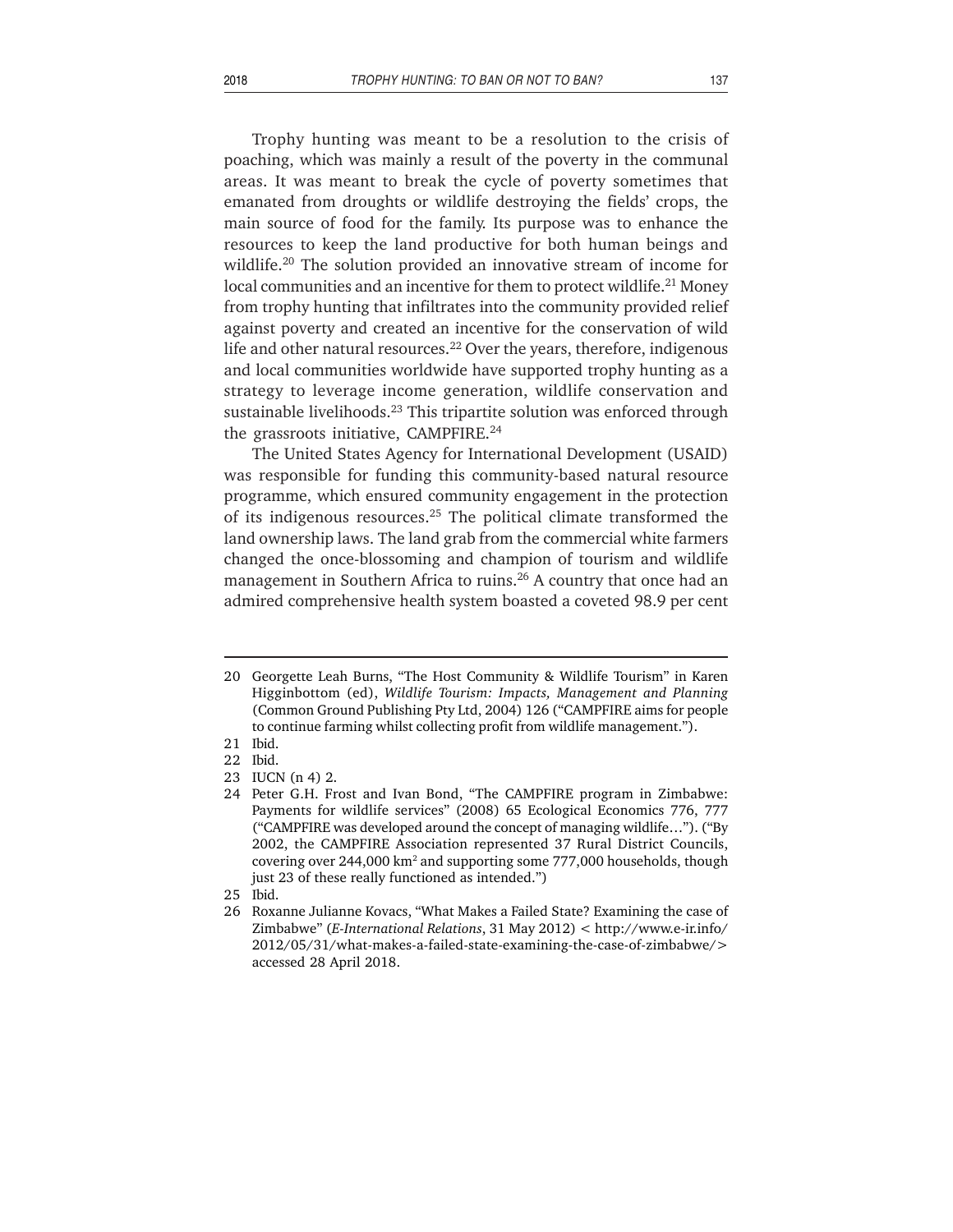Trophy hunting was meant to be a resolution to the crisis of poaching, which was mainly a result of the poverty in the communal areas. It was meant to break the cycle of poverty sometimes that emanated from droughts or wildlife destroying the fields' crops, the main source of food for the family. Its purpose was to enhance the resources to keep the land productive for both human beings and wildlife.[20] The solution provided an innovative stream of income for local communities and an incentive for them to protect wildlife.[21] Money from trophy hunting that infiltrates into the community provided relief against poverty and created an incentive for the conservation of wild life and other natural resources.[22] Over the years, therefore, indigenous and local communities worldwide have supported trophy hunting as a strategy to leverage income generation, wildlife conservation and sustainable livelihoods.[23] This tripartite solution was enforced through the grassroots initiative, CAMPFIRE.[24]

The United States Agency for International Development (USAID) was responsible for funding this community-based natural resource programme, which ensured community engagement in the protection of its indigenous resources.[25] The political climate transformed the land ownership laws. The land grab from the commercial white farmers changed the once-blossoming and champion of tourism and wildlife management in Southern Africa to ruins.[26] A country that once had an admired comprehensive health system boasted a coveted 98.9 per cent

---

20 Georgette Leah Burns, "The Host Community & Wildlife Tourism" in Karen Higginbottom (ed), *Wildlife Tourism: Impacts, Management and Planning* (Common Ground Publishing Pty Ltd, 2004) 126 ("CAMPFIRE aims for people to continue farming whilst collecting profit from wildlife management.").

21 Ibid.

22 Ibid.

23 IUCN (n 4) 2.

24 Peter G.H. Frost and Ivan Bond, "The CAMPFIRE program in Zimbabwe: Payments for wildlife services" (2008) 65 Ecological Economics 776, 777 ("CAMPFIRE was developed around the concept of managing wildlife…"). ("By 2002, the CAMPFIRE Association represented 37 Rural District Councils, covering over 244,000 km$^2$ and supporting some 777,000 households, though just 23 of these really functioned as intended.")

25 Ibid.

26 Roxanne Julianne Kovacs, "What Makes a Failed State? Examining the case of Zimbabwe" (*E-International Relations*, 31 May 2012) < http://www.e-ir.info/2012/05/31/what-makes-a-failed-state-examining-the-case-of-zimbabwe/> accessed 28 April 2018.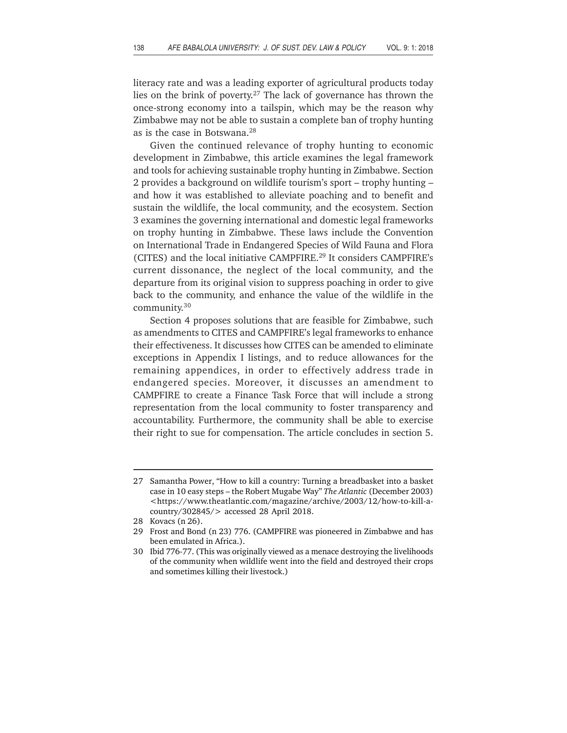literacy rate and was a leading exporter of agricultural products today lies on the brink of poverty.[27] The lack of governance has thrown the once-strong economy into a tailspin, which may be the reason why Zimbabwe may not be able to sustain a complete ban of trophy hunting as is the case in Botswana.[28]

Given the continued relevance of trophy hunting to economic development in Zimbabwe, this article examines the legal framework and tools for achieving sustainable trophy hunting in Zimbabwe. Section 2 provides a background on wildlife tourism's sport – trophy hunting – and how it was established to alleviate poaching and to benefit and sustain the wildlife, the local community, and the ecosystem. Section 3 examines the governing international and domestic legal frameworks on trophy hunting in Zimbabwe. These laws include the Convention on International Trade in Endangered Species of Wild Fauna and Flora (CITES) and the local initiative CAMPFIRE.[29] It considers CAMPFIRE's current dissonance, the neglect of the local community, and the departure from its original vision to suppress poaching in order to give back to the community, and enhance the value of the wildlife in the community.[30]

Section 4 proposes solutions that are feasible for Zimbabwe, such as amendments to CITES and CAMPFIRE's legal frameworks to enhance their effectiveness. It discusses how CITES can be amended to eliminate exceptions in Appendix I listings, and to reduce allowances for the remaining appendices, in order to effectively address trade in endangered species. Moreover, it discusses an amendment to CAMPFIRE to create a Finance Task Force that will include a strong representation from the local community to foster transparency and accountability. Furthermore, the community shall be able to exercise their right to sue for compensation. The article concludes in section 5.

---

27 Samantha Power, "How to kill a country: Turning a breadbasket into a basket case in 10 easy steps – the Robert Mugabe Way" *The Atlantic* (December 2003) <https://www.theatlantic.com/magazine/archive/2003/12/how-to-kill-a-country/302845/> accessed 28 April 2018.

28 Kovacs (n 26).

29 Frost and Bond (n 23) 776. (CAMPFIRE was pioneered in Zimbabwe and has been emulated in Africa.).

30 Ibid 776-77. (This was originally viewed as a menace destroying the livelihoods of the community when wildlife went into the field and destroyed their crops and sometimes killing their livestock.)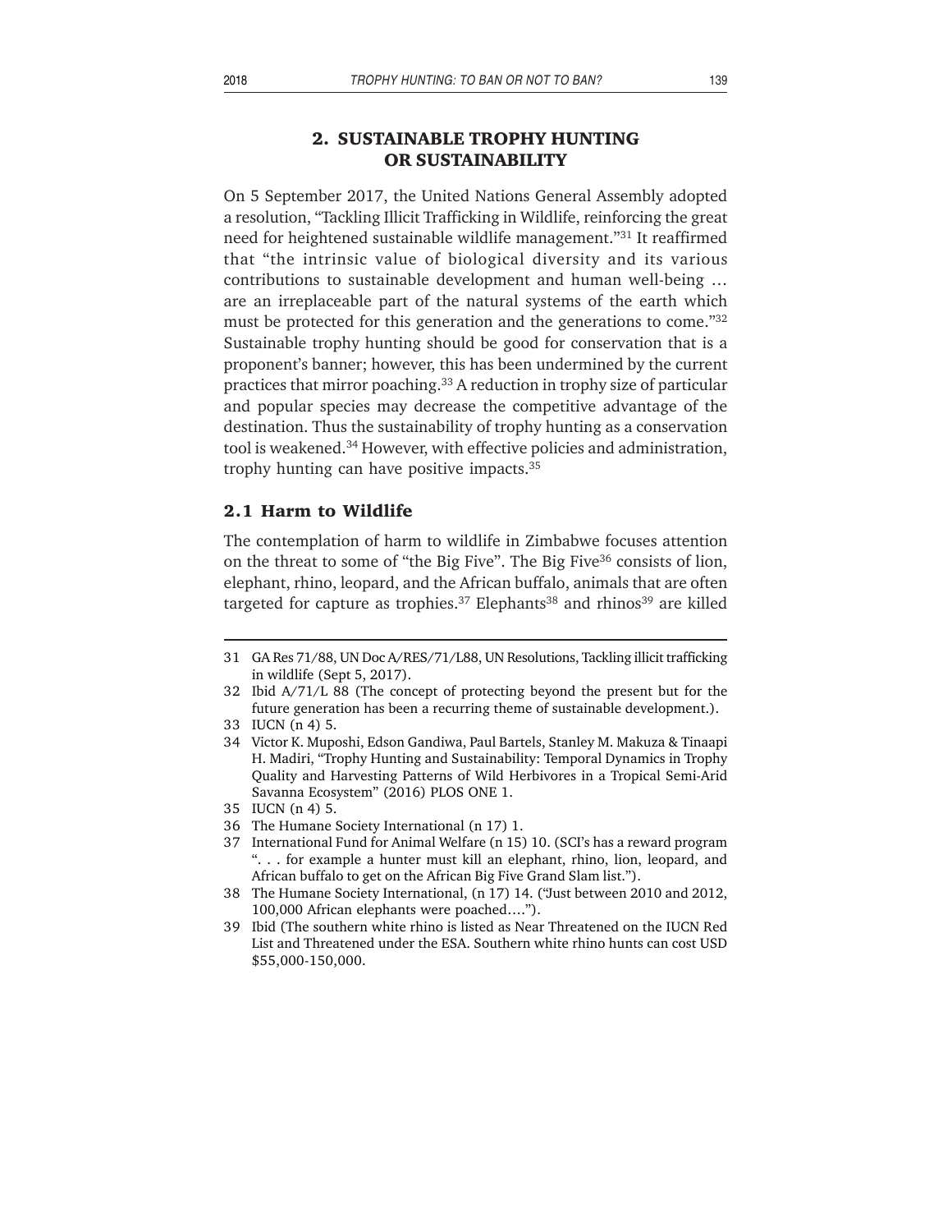## 2. SUSTAINABLE TROPHY HUNTING OR SUSTAINABILITY

On 5 September 2017, the United Nations General Assembly adopted a resolution, "Tackling Illicit Trafficking in Wildlife, reinforcing the great need for heightened sustainable wildlife management."[31] It reaffirmed that "the intrinsic value of biological diversity and its various contributions to sustainable development and human well-being … are an irreplaceable part of the natural systems of the earth which must be protected for this generation and the generations to come."[32] Sustainable trophy hunting should be good for conservation that is a proponent's banner; however, this has been undermined by the current practices that mirror poaching.[33] A reduction in trophy size of particular and popular species may decrease the competitive advantage of the destination. Thus the sustainability of trophy hunting as a conservation tool is weakened.[34] However, with effective policies and administration, trophy hunting can have positive impacts.[35]

### 2.1 Harm to Wildlife

The contemplation of harm to wildlife in Zimbabwe focuses attention on the threat to some of "the Big Five". The Big Five[36] consists of lion, elephant, rhino, leopard, and the African buffalo, animals that are often targeted for capture as trophies.[37] Elephants[38] and rhinos[39] are killed

---

31 GA Res 71/88, UN Doc A/RES/71/L88, UN Resolutions, Tackling illicit trafficking in wildlife (Sept 5, 2017).

32 Ibid A/71/L 88 (The concept of protecting beyond the present but for the future generation has been a recurring theme of sustainable development.).

33 IUCN (n 4) 5.

34 Victor K. Muposhi, Edson Gandiwa, Paul Bartels, Stanley M. Makuza & Tinaapi H. Madiri, "Trophy Hunting and Sustainability: Temporal Dynamics in Trophy Quality and Harvesting Patterns of Wild Herbivores in a Tropical Semi-Arid Savanna Ecosystem" (2016) PLOS ONE 1.

35 IUCN (n 4) 5.

36 The Humane Society International (n 17) 1.

37 International Fund for Animal Welfare (n 15) 10. (SCI's has a reward program ". . . for example a hunter must kill an elephant, rhino, lion, leopard, and African buffalo to get on the African Big Five Grand Slam list.").

38 The Humane Society International, (n 17) 14. ("Just between 2010 and 2012, 100,000 African elephants were poached….").

39 Ibid (The southern white rhino is listed as Near Threatened on the IUCN Red List and Threatened under the ESA. Southern white rhino hunts can cost USD $55,000-150,000.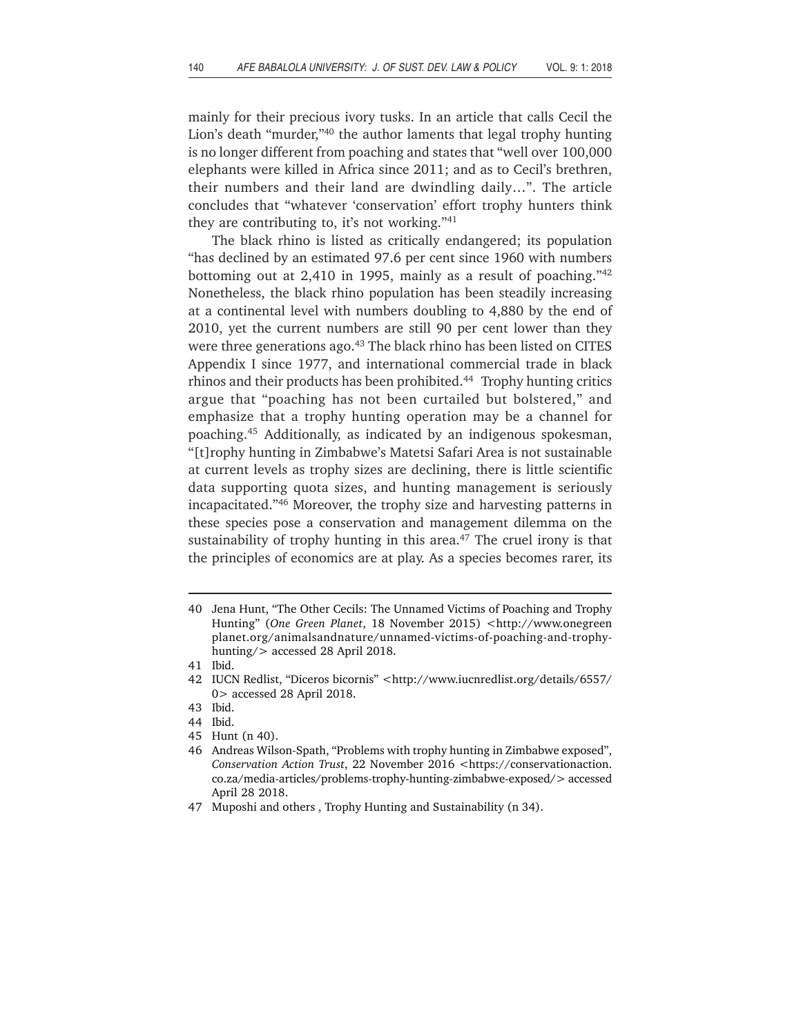mainly for their precious ivory tusks. In an article that calls Cecil the Lion's death "murder,"[40] the author laments that legal trophy hunting is no longer different from poaching and states that "well over 100,000 elephants were killed in Africa since 2011; and as to Cecil's brethren, their numbers and their land are dwindling daily…". The article concludes that "whatever 'conservation' effort trophy hunters think they are contributing to, it's not working."[41]

The black rhino is listed as critically endangered; its population "has declined by an estimated 97.6 per cent since 1960 with numbers bottoming out at 2,410 in 1995, mainly as a result of poaching."[42] Nonetheless, the black rhino population has been steadily increasing at a continental level with numbers doubling to 4,880 by the end of 2010, yet the current numbers are still 90 per cent lower than they were three generations ago.[43] The black rhino has been listed on CITES Appendix I since 1977, and international commercial trade in black rhinos and their products has been prohibited.[44] Trophy hunting critics argue that "poaching has not been curtailed but bolstered," and emphasize that a trophy hunting operation may be a channel for poaching.[45] Additionally, as indicated by an indigenous spokesman, "[t]rophy hunting in Zimbabwe's Matetsi Safari Area is not sustainable at current levels as trophy sizes are declining, there is little scientific data supporting quota sizes, and hunting management is seriously incapacitated."[46] Moreover, the trophy size and harvesting patterns in these species pose a conservation and management dilemma on the sustainability of trophy hunting in this area.[47] The cruel irony is that the principles of economics are at play. As a species becomes rarer, its

---

40 Jena Hunt, "The Other Cecils: The Unnamed Victims of Poaching and Trophy Hunting" (*One Green Planet*, 18 November 2015) <http://www.onegreenplanet.org/animalsandnature/unnamed-victims-of-poaching-and-trophy-hunting/> accessed 28 April 2018.

41 Ibid.

42 IUCN Redlist, "Diceros bicornis" <http://www.iucnredlist.org/details/6557/0> accessed 28 April 2018.

43 Ibid.

44 Ibid.

45 Hunt (n 40).

46 Andreas Wilson-Spath, "Problems with trophy hunting in Zimbabwe exposed", *Conservation Action Trust*, 22 November 2016 <https://conservationaction.co.za/media-articles/problems-trophy-hunting-zimbabwe-exposed/> accessed April 28 2018.

47 Muposhi and others , Trophy Hunting and Sustainability (n 34).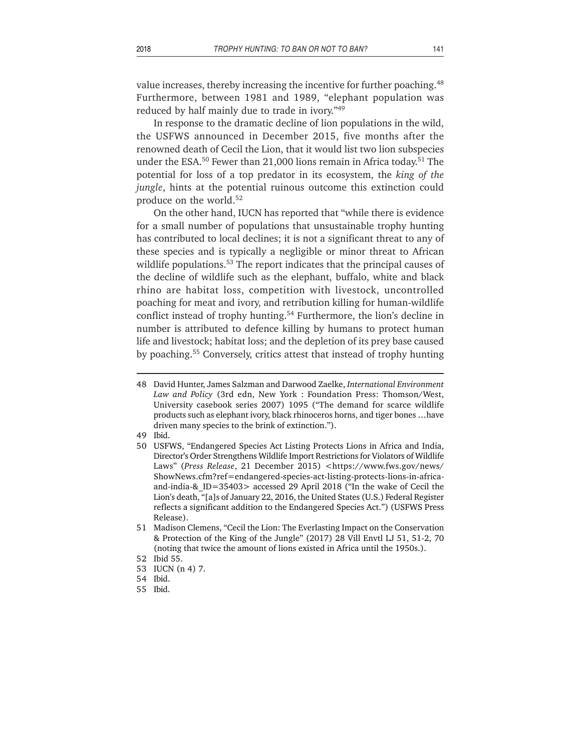value increases, thereby increasing the incentive for further poaching.[48] Furthermore, between 1981 and 1989, "elephant population was reduced by half mainly due to trade in ivory."[49]

In response to the dramatic decline of lion populations in the wild, the USFWS announced in December 2015, five months after the renowned death of Cecil the Lion, that it would list two lion subspecies under the ESA.[50] Fewer than 21,000 lions remain in Africa today.[51] The potential for loss of a top predator in its ecosystem, the *king of the jungle*, hints at the potential ruinous outcome this extinction could produce on the world.[52]

On the other hand, IUCN has reported that "while there is evidence for a small number of populations that unsustainable trophy hunting has contributed to local declines; it is not a significant threat to any of these species and is typically a negligible or minor threat to African wildlife populations.[53] The report indicates that the principal causes of the decline of wildlife such as the elephant, buffalo, white and black rhino are habitat loss, competition with livestock, uncontrolled poaching for meat and ivory, and retribution killing for human-wildlife conflict instead of trophy hunting.[54] Furthermore, the lion's decline in number is attributed to defence killing by humans to protect human life and livestock; habitat loss; and the depletion of its prey base caused by poaching.[55] Conversely, critics attest that instead of trophy hunting

---

48 David Hunter, James Salzman and Darwood Zaelke, *International Environment Law and Policy* (3rd edn, New York : Foundation Press: Thomson/West, University casebook series 2007) 1095 ("The demand for scarce wildlife products such as elephant ivory, black rhinoceros horns, and tiger bones …have driven many species to the brink of extinction.").

49 Ibid.

50 USFWS, "Endangered Species Act Listing Protects Lions in Africa and India, Director's Order Strengthens Wildlife Import Restrictions for Violators of Wildlife Laws" (*Press Release*, 21 December 2015) <https://www.fws.gov/news/ShowNews.cfm?ref=endangered-species-act-listing-protects-lions-in-africa-and-india-&_ID=35403> accessed 29 April 2018 ("In the wake of Cecil the Lion's death, "[a]s of January 22, 2016, the United States (U.S.) Federal Register reflects a significant addition to the Endangered Species Act.") (USFWS Press Release).

51 Madison Clemens, "Cecil the Lion: The Everlasting Impact on the Conservation & Protection of the King of the Jungle" (2017) 28 Vill Envtl LJ 51, 51-2, 70 (noting that twice the amount of lions existed in Africa until the 1950s.).

52 Ibid 55.

53 IUCN (n 4) 7.

54 Ibid.

55 Ibid.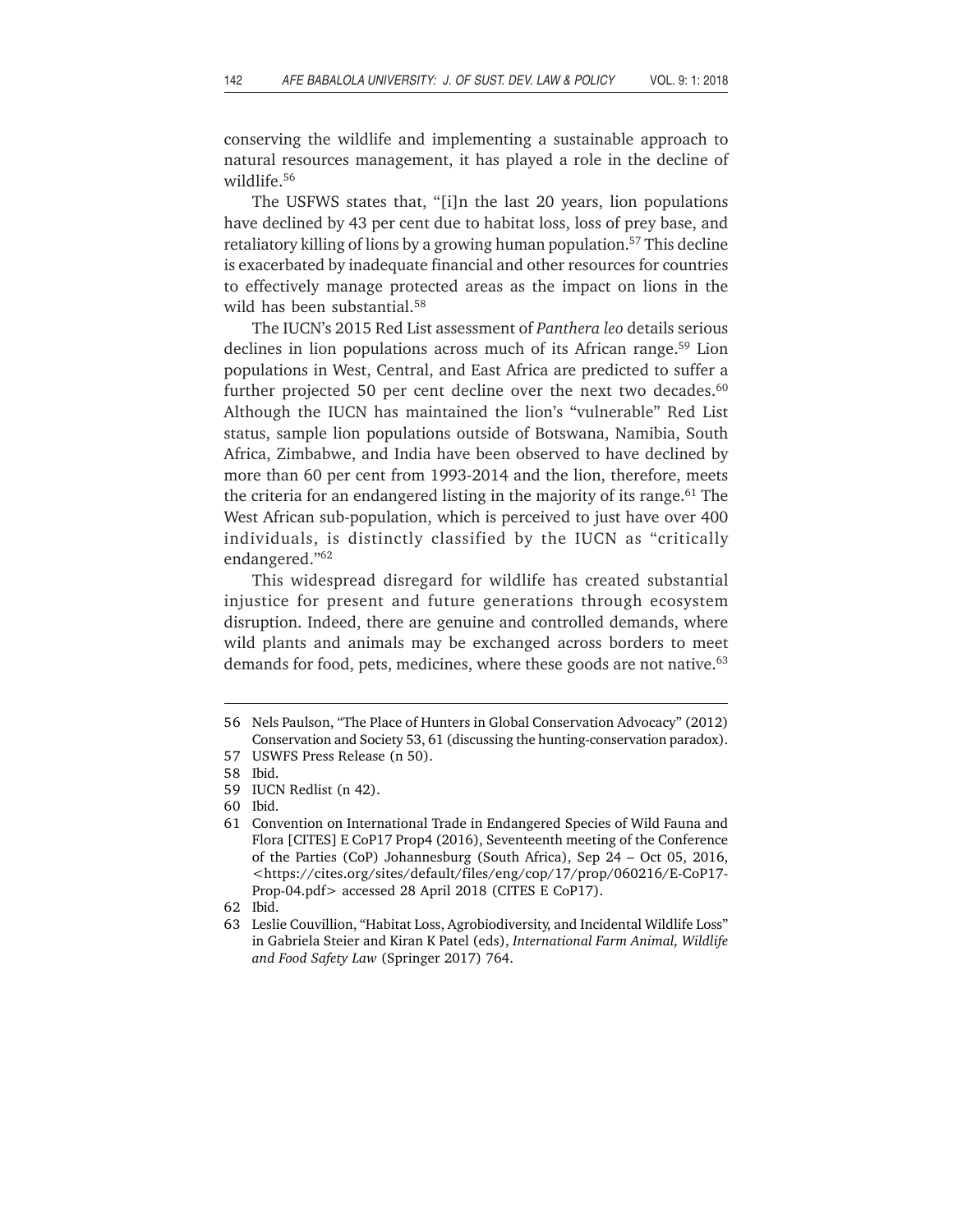conserving the wildlife and implementing a sustainable approach to natural resources management, it has played a role in the decline of wildlife.[56]

The USFWS states that, "[i]n the last 20 years, lion populations have declined by 43 per cent due to habitat loss, loss of prey base, and retaliatory killing of lions by a growing human population.[57] This decline is exacerbated by inadequate financial and other resources for countries to effectively manage protected areas as the impact on lions in the wild has been substantial.[58]

The IUCN's 2015 Red List assessment of *Panthera leo* details serious declines in lion populations across much of its African range.[59] Lion populations in West, Central, and East Africa are predicted to suffer a further projected 50 per cent decline over the next two decades.[60] Although the IUCN has maintained the lion's "vulnerable" Red List status, sample lion populations outside of Botswana, Namibia, South Africa, Zimbabwe, and India have been observed to have declined by more than 60 per cent from 1993-2014 and the lion, therefore, meets the criteria for an endangered listing in the majority of its range.[61] The West African sub-population, which is perceived to just have over 400 individuals, is distinctly classified by the IUCN as "critically endangered."[62]

This widespread disregard for wildlife has created substantial injustice for present and future generations through ecosystem disruption. Indeed, there are genuine and controlled demands, where wild plants and animals may be exchanged across borders to meet demands for food, pets, medicines, where these goods are not native.[63]

---

56 Nels Paulson, "The Place of Hunters in Global Conservation Advocacy" (2012) Conservation and Society 53, 61 (discussing the hunting-conservation paradox).

57 USWFS Press Release (n 50).

58 Ibid.

59 IUCN Redlist (n 42).

60 Ibid.

61 Convention on International Trade in Endangered Species of Wild Fauna and Flora [CITES] E CoP17 Prop4 (2016), Seventeenth meeting of the Conference of the Parties (CoP) Johannesburg (South Africa), Sep 24 – Oct 05, 2016, <https://cites.org/sites/default/files/eng/cop/17/prop/060216/E-CoP17-Prop-04.pdf> accessed 28 April 2018 (CITES E CoP17).

62 Ibid.

63 Leslie Couvillion, "Habitat Loss, Agrobiodiversity, and Incidental Wildlife Loss" in Gabriela Steier and Kiran K Patel (eds), *International Farm Animal, Wildlife and Food Safety Law* (Springer 2017) 764.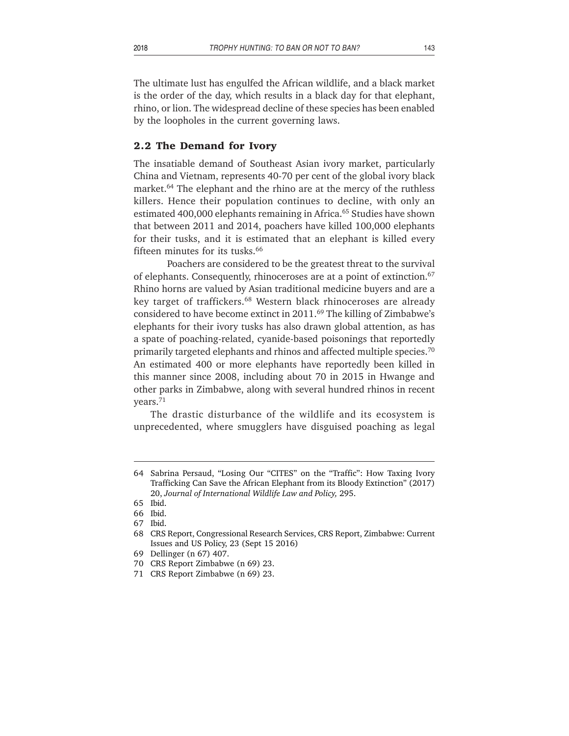The ultimate lust has engulfed the African wildlife, and a black market is the order of the day, which results in a black day for that elephant, rhino, or lion. The widespread decline of these species has been enabled by the loopholes in the current governing laws.

## 2.2 The Demand for Ivory

The insatiable demand of Southeast Asian ivory market, particularly China and Vietnam, represents 40-70 per cent of the global ivory black market.[64] The elephant and the rhino are at the mercy of the ruthless killers. Hence their population continues to decline, with only an estimated 400,000 elephants remaining in Africa.[65] Studies have shown that between 2011 and 2014, poachers have killed 100,000 elephants for their tusks, and it is estimated that an elephant is killed every fifteen minutes for its tusks.[66]

Poachers are considered to be the greatest threat to the survival of elephants. Consequently, rhinoceroses are at a point of extinction.[67] Rhino horns are valued by Asian traditional medicine buyers and are a key target of traffickers.[68] Western black rhinoceroses are already considered to have become extinct in 2011.[69] The killing of Zimbabwe's elephants for their ivory tusks has also drawn global attention, as has a spate of poaching-related, cyanide-based poisonings that reportedly primarily targeted elephants and rhinos and affected multiple species.[70] An estimated 400 or more elephants have reportedly been killed in this manner since 2008, including about 70 in 2015 in Hwange and other parks in Zimbabwe, along with several hundred rhinos in recent years.[71]

The drastic disturbance of the wildlife and its ecosystem is unprecedented, where smugglers have disguised poaching as legal

---

64 Sabrina Persaud, "Losing Our "CITES" on the "Traffic": How Taxing Ivory Trafficking Can Save the African Elephant from its Bloody Extinction" (2017) 20, *Journal of International Wildlife Law and Policy,* 295.

65 Ibid.

66 Ibid.

67 Ibid.

68 CRS Report, Congressional Research Services, CRS Report, Zimbabwe: Current Issues and US Policy, 23 (Sept 15 2016)

69 Dellinger (n 67) 407.

70 CRS Report Zimbabwe (n 69) 23.

71 CRS Report Zimbabwe (n 69) 23.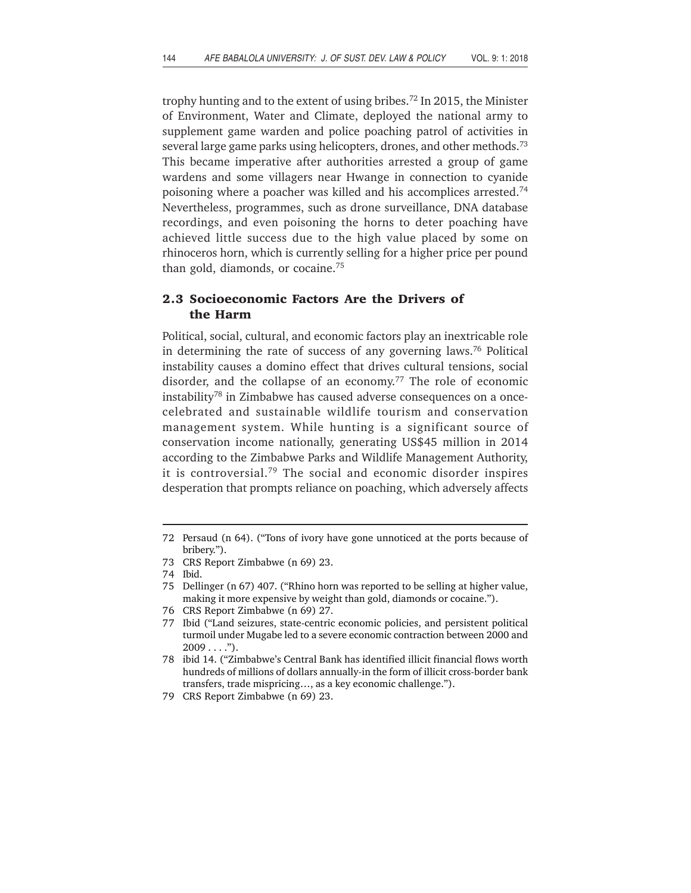trophy hunting and to the extent of using bribes.[72] In 2015, the Minister of Environment, Water and Climate, deployed the national army to supplement game warden and police poaching patrol of activities in several large game parks using helicopters, drones, and other methods.[73] This became imperative after authorities arrested a group of game wardens and some villagers near Hwange in connection to cyanide poisoning where a poacher was killed and his accomplices arrested.[74] Nevertheless, programmes, such as drone surveillance, DNA database recordings, and even poisoning the horns to deter poaching have achieved little success due to the high value placed by some on rhinoceros horn, which is currently selling for a higher price per pound than gold, diamonds, or cocaine.[75]

## 2.3 Socioeconomic Factors Are the Drivers of the Harm

Political, social, cultural, and economic factors play an inextricable role in determining the rate of success of any governing laws.[76] Political instability causes a domino effect that drives cultural tensions, social disorder, and the collapse of an economy.[77] The role of economic instability[78] in Zimbabwe has caused adverse consequences on a once-celebrated and sustainable wildlife tourism and conservation management system. While hunting is a significant source of conservation income nationally, generating US$45 million in 2014 according to the Zimbabwe Parks and Wildlife Management Authority, it is controversial.[79] The social and economic disorder inspires desperation that prompts reliance on poaching, which adversely affects

---

72 Persaud (n 64). ("Tons of ivory have gone unnoticed at the ports because of bribery.").

73 CRS Report Zimbabwe (n 69) 23.

74 Ibid.

75 Dellinger (n 67) 407. ("Rhino horn was reported to be selling at higher value, making it more expensive by weight than gold, diamonds or cocaine.").

76 CRS Report Zimbabwe (n 69) 27.

77 Ibid ("Land seizures, state-centric economic policies, and persistent political turmoil under Mugabe led to a severe economic contraction between 2000 and 2009 . . . .").

78 ibid 14. ("Zimbabwe's Central Bank has identified illicit financial flows worth hundreds of millions of dollars annually-in the form of illicit cross-border bank transfers, trade mispricing…, as a key economic challenge.").

79 CRS Report Zimbabwe (n 69) 23.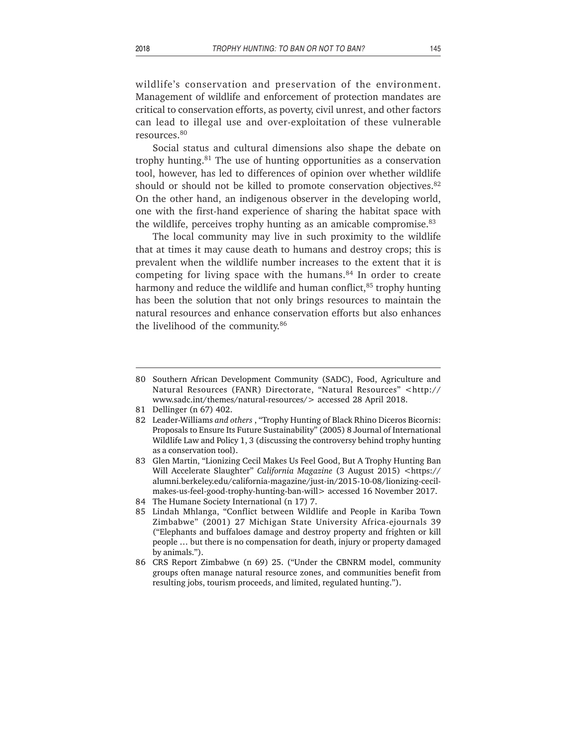wildlife's conservation and preservation of the environment. Management of wildlife and enforcement of protection mandates are critical to conservation efforts, as poverty, civil unrest, and other factors can lead to illegal use and over-exploitation of these vulnerable resources.[80]

Social status and cultural dimensions also shape the debate on trophy hunting.[81] The use of hunting opportunities as a conservation tool, however, has led to differences of opinion over whether wildlife should or should not be killed to promote conservation objectives.[82] On the other hand, an indigenous observer in the developing world, one with the first-hand experience of sharing the habitat space with the wildlife, perceives trophy hunting as an amicable compromise.[83]

The local community may live in such proximity to the wildlife that at times it may cause death to humans and destroy crops; this is prevalent when the wildlife number increases to the extent that it is competing for living space with the humans.[84] In order to create harmony and reduce the wildlife and human conflict,[85] trophy hunting has been the solution that not only brings resources to maintain the natural resources and enhance conservation efforts but also enhances the livelihood of the community.[86]

---

80 Southern African Development Community (SADC), Food, Agriculture and Natural Resources (FANR) Directorate, "Natural Resources" <http://www.sadc.int/themes/natural-resources/> accessed 28 April 2018.

81 Dellinger (n 67) 402.

82 Leader-Williams *and others* , "Trophy Hunting of Black Rhino Diceros Bicornis: Proposals to Ensure Its Future Sustainability" (2005) 8 Journal of International Wildlife Law and Policy 1, 3 (discussing the controversy behind trophy hunting as a conservation tool).

83 Glen Martin, "Lionizing Cecil Makes Us Feel Good, But A Trophy Hunting Ban Will Accelerate Slaughter" *California Magazine* (3 August 2015) <https://alumni.berkeley.edu/california-magazine/just-in/2015-10-08/lionizing-cecil-makes-us-feel-good-trophy-hunting-ban-will> accessed 16 November 2017.

84 The Humane Society International (n 17) 7.

85 Lindah Mhlanga, "Conflict between Wildlife and People in Kariba Town Zimbabwe" (2001) 27 Michigan State University Africa-ejournals 39 ("Elephants and buffaloes damage and destroy property and frighten or kill people … but there is no compensation for death, injury or property damaged by animals.").

86 CRS Report Zimbabwe (n 69) 25. ("Under the CBNRM model, community groups often manage natural resource zones, and communities benefit from resulting jobs, tourism proceeds, and limited, regulated hunting.").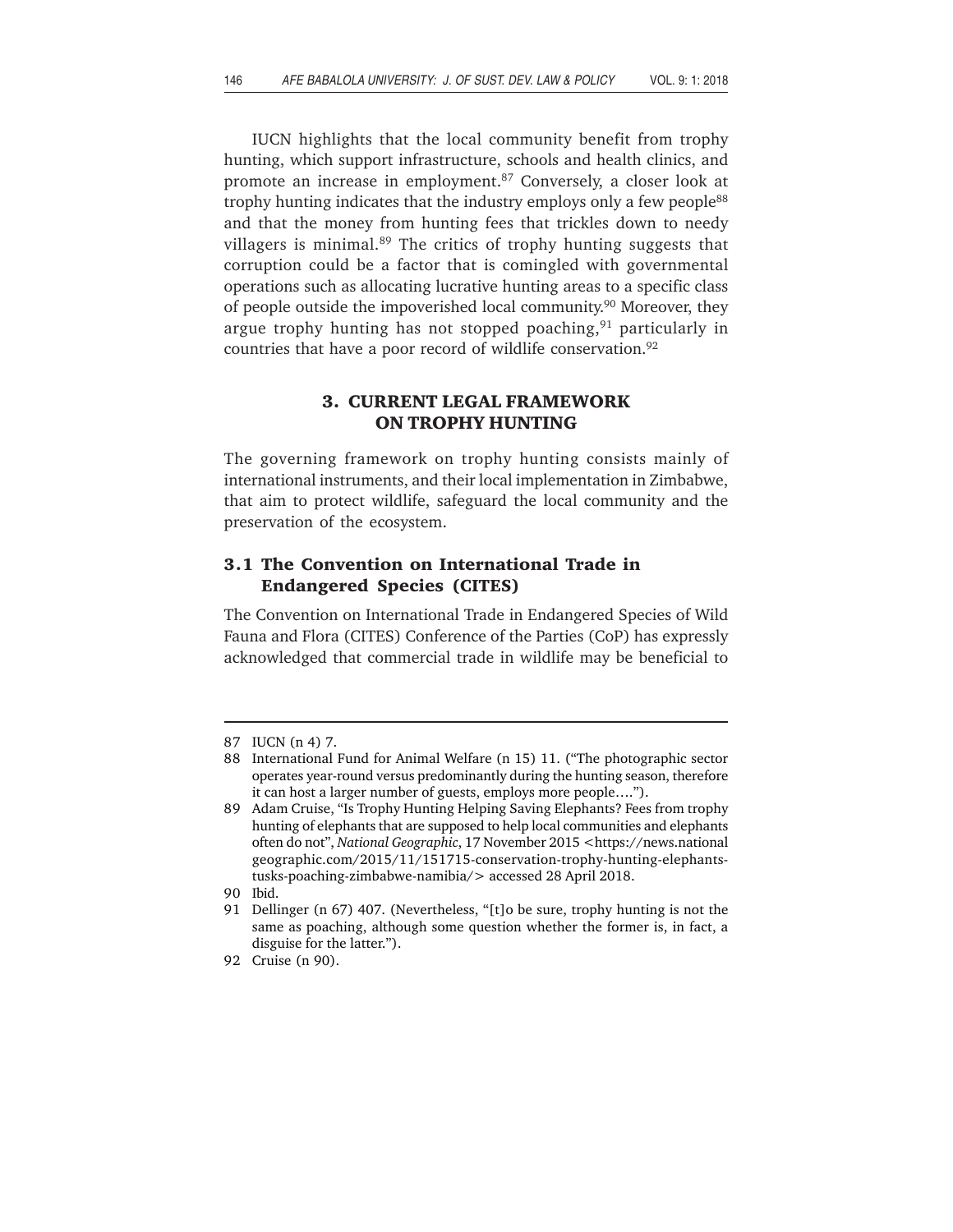IUCN highlights that the local community benefit from trophy hunting, which support infrastructure, schools and health clinics, and promote an increase in employment.[87] Conversely, a closer look at trophy hunting indicates that the industry employs only a few people[88] and that the money from hunting fees that trickles down to needy villagers is minimal.[89] The critics of trophy hunting suggests that corruption could be a factor that is comingled with governmental operations such as allocating lucrative hunting areas to a specific class of people outside the impoverished local community.[90] Moreover, they argue trophy hunting has not stopped poaching,[91] particularly in countries that have a poor record of wildlife conservation.[92]

## 3. CURRENT LEGAL FRAMEWORK ON TROPHY HUNTING

The governing framework on trophy hunting consists mainly of international instruments, and their local implementation in Zimbabwe, that aim to protect wildlife, safeguard the local community and the preservation of the ecosystem.

### 3.1 The Convention on International Trade in Endangered Species (CITES)

The Convention on International Trade in Endangered Species of Wild Fauna and Flora (CITES) Conference of the Parties (CoP) has expressly acknowledged that commercial trade in wildlife may be beneficial to

---

87 IUCN (n 4) 7.

88 International Fund for Animal Welfare (n 15) 11. ("The photographic sector operates year-round versus predominantly during the hunting season, therefore it can host a larger number of guests, employs more people….").

89 Adam Cruise, "Is Trophy Hunting Helping Saving Elephants? Fees from trophy hunting of elephants that are supposed to help local communities and elephants often do not", *National Geographic*, 17 November 2015 <https://news.nationalgeographic.com/2015/11/151715-conservation-trophy-hunting-elephants-tusks-poaching-zimbabwe-namibia/> accessed 28 April 2018.

90 Ibid.

91 Dellinger (n 67) 407. (Nevertheless, "[t]o be sure, trophy hunting is not the same as poaching, although some question whether the former is, in fact, a disguise for the latter.").

92 Cruise (n 90).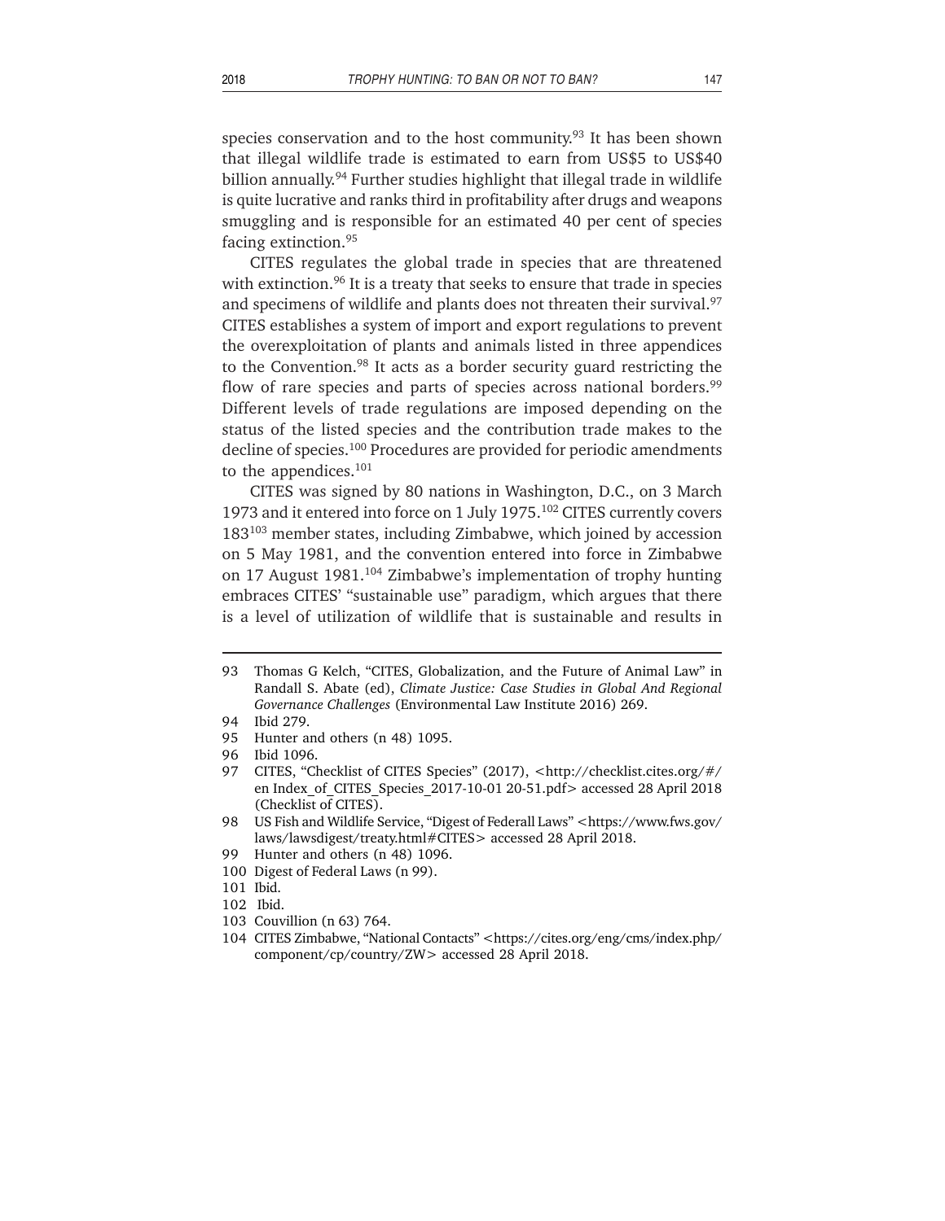species conservation and to the host community.[93] It has been shown that illegal wildlife trade is estimated to earn from US$5 to US$40 billion annually.[94] Further studies highlight that illegal trade in wildlife is quite lucrative and ranks third in profitability after drugs and weapons smuggling and is responsible for an estimated 40 per cent of species facing extinction.[95]

CITES regulates the global trade in species that are threatened with extinction.[96] It is a treaty that seeks to ensure that trade in species and specimens of wildlife and plants does not threaten their survival.[97] CITES establishes a system of import and export regulations to prevent the overexploitation of plants and animals listed in three appendices to the Convention.[98] It acts as a border security guard restricting the flow of rare species and parts of species across national borders.[99] Different levels of trade regulations are imposed depending on the status of the listed species and the contribution trade makes to the decline of species.[100] Procedures are provided for periodic amendments to the appendices.[101]

CITES was signed by 80 nations in Washington, D.C., on 3 March 1973 and it entered into force on 1 July 1975.[102] CITES currently covers 183[103] member states, including Zimbabwe, which joined by accession on 5 May 1981, and the convention entered into force in Zimbabwe on 17 August 1981.[104] Zimbabwe's implementation of trophy hunting embraces CITES' "sustainable use" paradigm, which argues that there is a level of utilization of wildlife that is sustainable and results in

---

93 Thomas G Kelch, "CITES, Globalization, and the Future of Animal Law" in Randall S. Abate (ed), *Climate Justice: Case Studies in Global And Regional Governance Challenges* (Environmental Law Institute 2016) 269.

94 Ibid 279.

95 Hunter and others (n 48) 1095.

96 Ibid 1096.

97 CITES, "Checklist of CITES Species" (2017), <http://checklist.cites.org/#/en Index_of_CITES_Species_2017-10-01 20-51.pdf> accessed 28 April 2018 (Checklist of CITES).

98 US Fish and Wildlife Service, "Digest of Federall Laws" <https://www.fws.gov/laws/lawsdigest/treaty.html#CITES> accessed 28 April 2018.

99 Hunter and others (n 48) 1096.

100 Digest of Federal Laws (n 99).

101 Ibid.

102 Ibid.

103 Couvillion (n 63) 764.

104 CITES Zimbabwe, "National Contacts" <https://cites.org/eng/cms/index.php/component/cp/country/ZW> accessed 28 April 2018.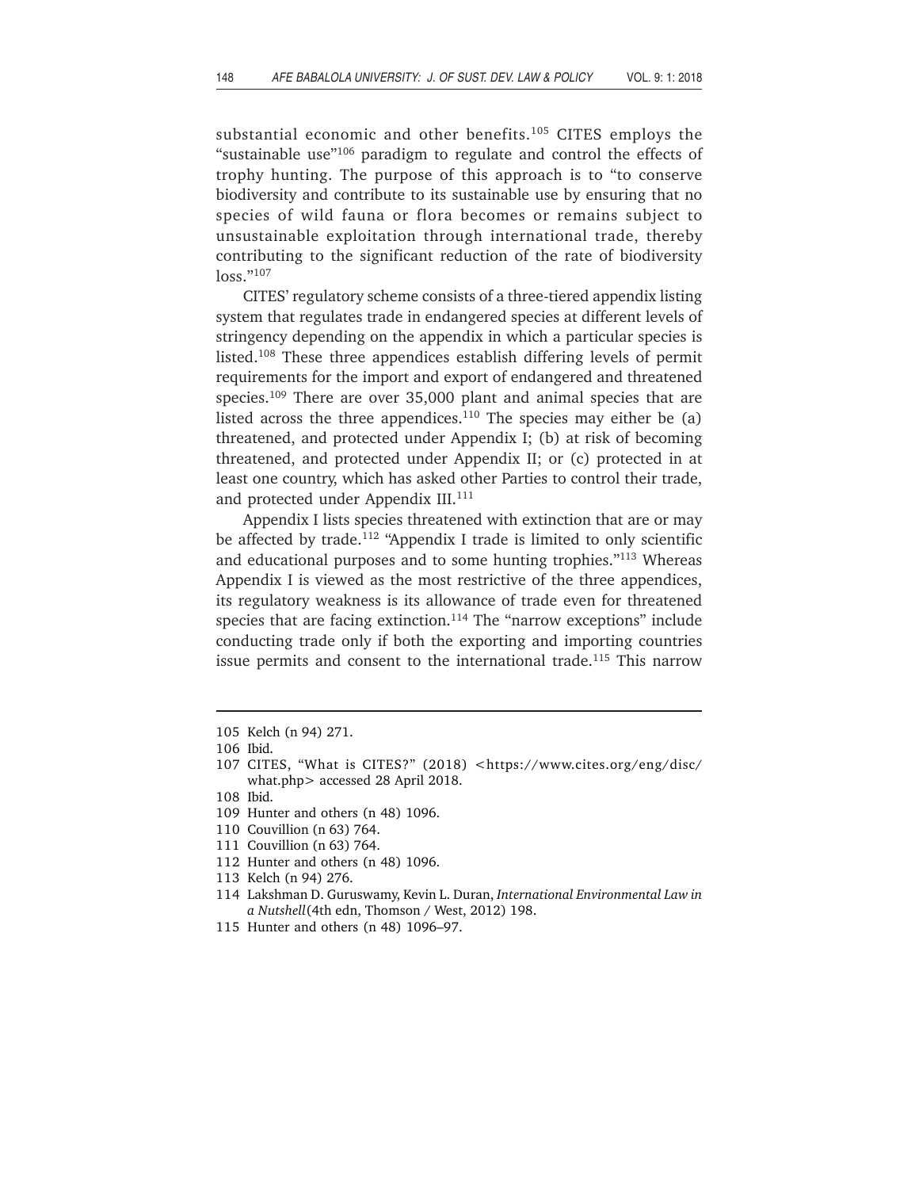substantial economic and other benefits.[105] CITES employs the "sustainable use"[106] paradigm to regulate and control the effects of trophy hunting. The purpose of this approach is to "to conserve biodiversity and contribute to its sustainable use by ensuring that no species of wild fauna or flora becomes or remains subject to unsustainable exploitation through international trade, thereby contributing to the significant reduction of the rate of biodiversity loss."[107]

CITES' regulatory scheme consists of a three-tiered appendix listing system that regulates trade in endangered species at different levels of stringency depending on the appendix in which a particular species is listed.[108] These three appendices establish differing levels of permit requirements for the import and export of endangered and threatened species.[109] There are over 35,000 plant and animal species that are listed across the three appendices.[110] The species may either be (a) threatened, and protected under Appendix I; (b) at risk of becoming threatened, and protected under Appendix II; or (c) protected in at least one country, which has asked other Parties to control their trade, and protected under Appendix III.[111]

Appendix I lists species threatened with extinction that are or may be affected by trade.[112] "Appendix I trade is limited to only scientific and educational purposes and to some hunting trophies."[113] Whereas Appendix I is viewed as the most restrictive of the three appendices, its regulatory weakness is its allowance of trade even for threatened species that are facing extinction.[114] The "narrow exceptions" include conducting trade only if both the exporting and importing countries issue permits and consent to the international trade.[115] This narrow

---

105 Kelch (n 94) 271.

106 Ibid.

107 CITES, "What is CITES?" (2018) <https://www.cites.org/eng/disc/what.php> accessed 28 April 2018.

108 Ibid.

109 Hunter and others (n 48) 1096.

110 Couvillion (n 63) 764.

111 Couvillion (n 63) 764.

112 Hunter and others (n 48) 1096.

113 Kelch (n 94) 276.

114 Lakshman D. Guruswamy, Kevin L. Duran, *International Environmental Law in a Nutshell* (4th edn, Thomson / West, 2012) 198.

115 Hunter and others (n 48) 1096–97.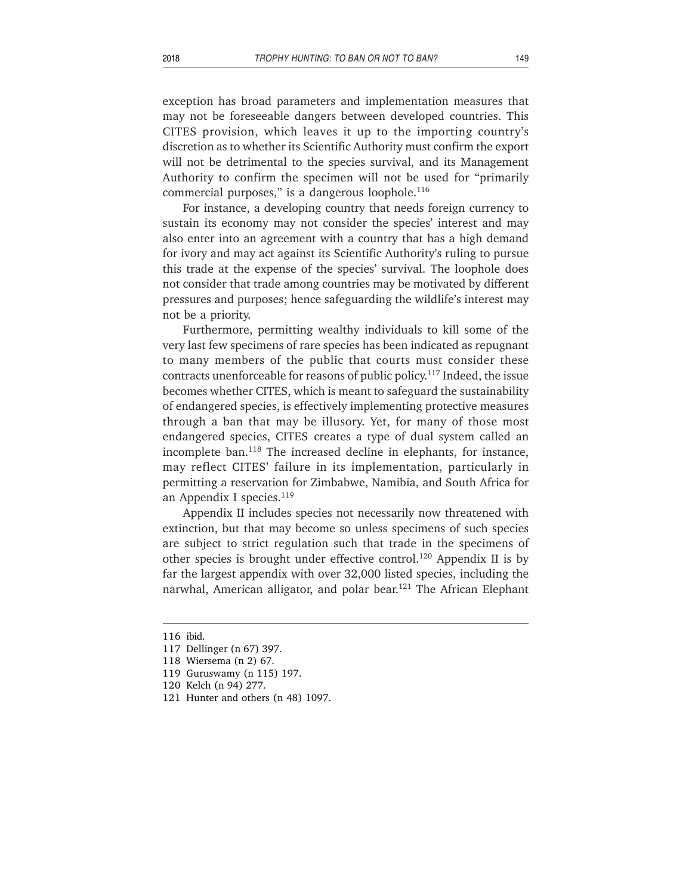exception has broad parameters and implementation measures that may not be foreseeable dangers between developed countries. This CITES provision, which leaves it up to the importing country's discretion as to whether its Scientific Authority must confirm the export will not be detrimental to the species survival, and its Management Authority to confirm the specimen will not be used for "primarily commercial purposes," is a dangerous loophole.[116]

For instance, a developing country that needs foreign currency to sustain its economy may not consider the species' interest and may also enter into an agreement with a country that has a high demand for ivory and may act against its Scientific Authority's ruling to pursue this trade at the expense of the species' survival. The loophole does not consider that trade among countries may be motivated by different pressures and purposes; hence safeguarding the wildlife's interest may not be a priority.

Furthermore, permitting wealthy individuals to kill some of the very last few specimens of rare species has been indicated as repugnant to many members of the public that courts must consider these contracts unenforceable for reasons of public policy.[117] Indeed, the issue becomes whether CITES, which is meant to safeguard the sustainability of endangered species, is effectively implementing protective measures through a ban that may be illusory. Yet, for many of those most endangered species, CITES creates a type of dual system called an incomplete ban.[118] The increased decline in elephants, for instance, may reflect CITES' failure in its implementation, particularly in permitting a reservation for Zimbabwe, Namibia, and South Africa for an Appendix I species.[119]

Appendix II includes species not necessarily now threatened with extinction, but that may become so unless specimens of such species are subject to strict regulation such that trade in the specimens of other species is brought under effective control.[120] Appendix II is by far the largest appendix with over 32,000 listed species, including the narwhal, American alligator, and polar bear.[121] The African Elephant

---

116 ibid.

117 Dellinger (n 67) 397.

118 Wiersema (n 2) 67.

119 Guruswamy (n 115) 197.

120 Kelch (n 94) 277.

121 Hunter and others (n 48) 1097.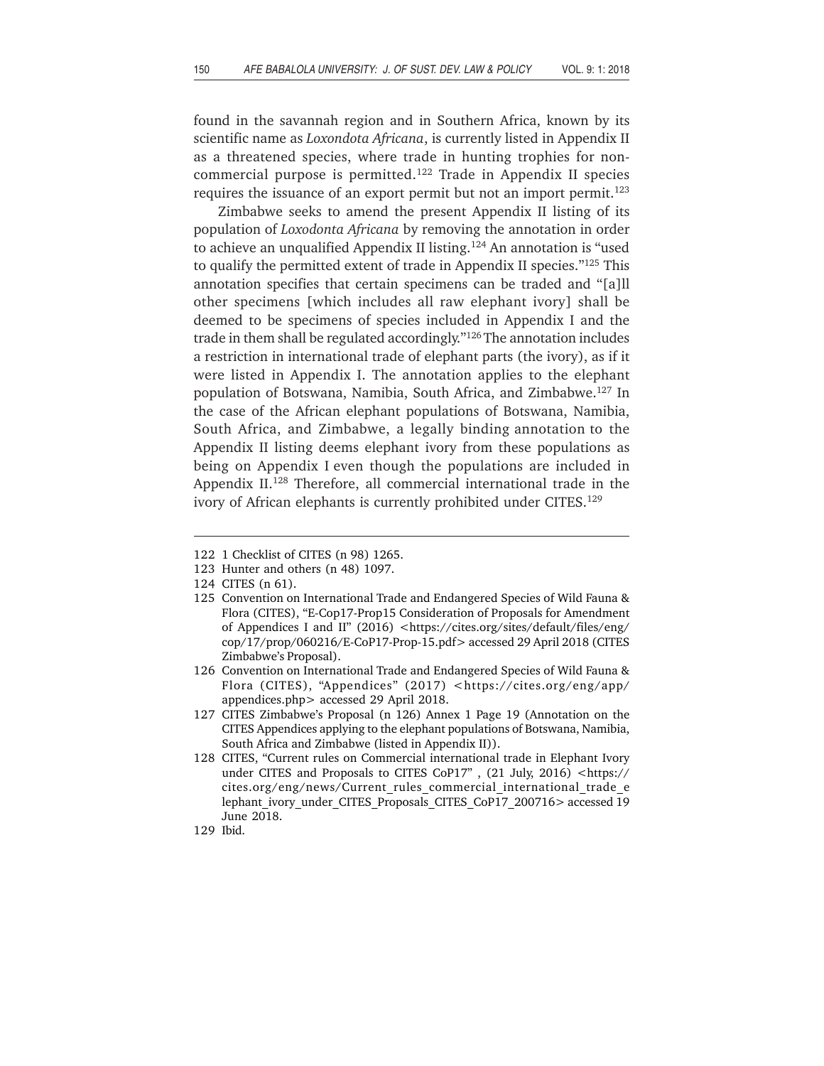found in the savannah region and in Southern Africa, known by its scientific name as *Loxondota Africana*, is currently listed in Appendix II as a threatened species, where trade in hunting trophies for non-commercial purpose is permitted.[122] Trade in Appendix II species requires the issuance of an export permit but not an import permit.[123]

Zimbabwe seeks to amend the present Appendix II listing of its population of *Loxodonta Africana* by removing the annotation in order to achieve an unqualified Appendix II listing.[124] An annotation is "used to qualify the permitted extent of trade in Appendix II species."[125] This annotation specifies that certain specimens can be traded and "[a]ll other specimens [which includes all raw elephant ivory] shall be deemed to be specimens of species included in Appendix I and the trade in them shall be regulated accordingly."[126] The annotation includes a restriction in international trade of elephant parts (the ivory), as if it were listed in Appendix I. The annotation applies to the elephant population of Botswana, Namibia, South Africa, and Zimbabwe.[127] In the case of the African elephant populations of Botswana, Namibia, South Africa, and Zimbabwe, a legally binding annotation to the Appendix II listing deems elephant ivory from these populations as being on Appendix I even though the populations are included in Appendix II.[128] Therefore, all commercial international trade in the ivory of African elephants is currently prohibited under CITES.[129]

---

122 1 Checklist of CITES (n 98) 1265.

123 Hunter and others (n 48) 1097.

124 CITES (n 61).

125 Convention on International Trade and Endangered Species of Wild Fauna & Flora (CITES), "E-Cop17-Prop15 Consideration of Proposals for Amendment of Appendices I and II" (2016) <https://cites.org/sites/default/files/eng/cop/17/prop/060216/E-CoP17-Prop-15.pdf> accessed 29 April 2018 (CITES Zimbabwe's Proposal).

126 Convention on International Trade and Endangered Species of Wild Fauna & Flora (CITES), "Appendices" (2017) <https://cites.org/eng/app/appendices.php> accessed 29 April 2018.

127 CITES Zimbabwe's Proposal (n 126) Annex 1 Page 19 (Annotation on the CITES Appendices applying to the elephant populations of Botswana, Namibia, South Africa and Zimbabwe (listed in Appendix II)).

128 CITES, "Current rules on Commercial international trade in Elephant Ivory under CITES and Proposals to CITES CoP17" , (21 July, 2016) <https://cites.org/eng/news/Current_rules_commercial_international_trade_elephant_ivory_under_CITES_Proposals_CITES_CoP17_200716> accessed 19 June 2018.

129 Ibid.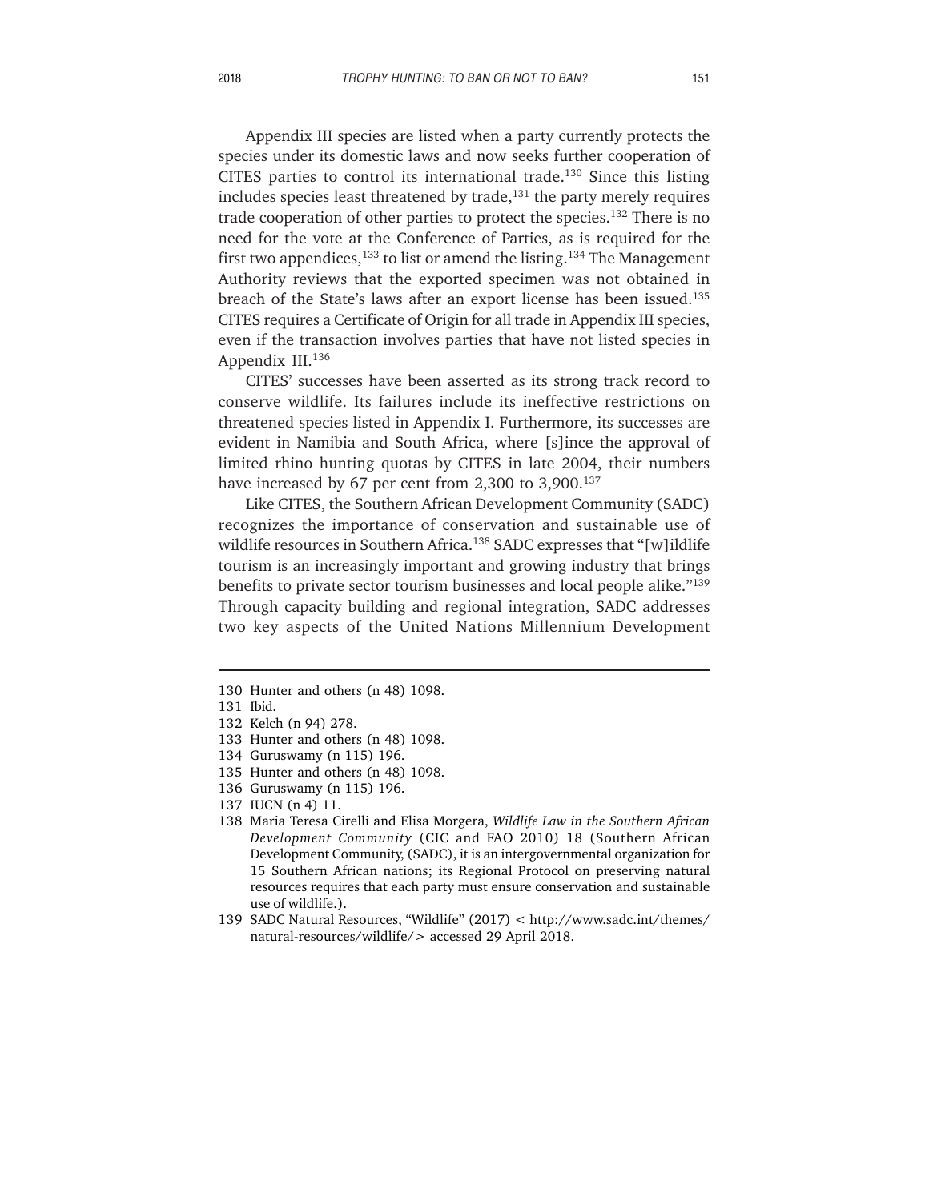Appendix III species are listed when a party currently protects the species under its domestic laws and now seeks further cooperation of CITES parties to control its international trade.[130] Since this listing includes species least threatened by trade,[131] the party merely requires trade cooperation of other parties to protect the species.[132] There is no need for the vote at the Conference of Parties, as is required for the first two appendices,[133] to list or amend the listing.[134] The Management Authority reviews that the exported specimen was not obtained in breach of the State's laws after an export license has been issued.[135] CITES requires a Certificate of Origin for all trade in Appendix III species, even if the transaction involves parties that have not listed species in Appendix III.[136]

CITES' successes have been asserted as its strong track record to conserve wildlife. Its failures include its ineffective restrictions on threatened species listed in Appendix I. Furthermore, its successes are evident in Namibia and South Africa, where [s]ince the approval of limited rhino hunting quotas by CITES in late 2004, their numbers have increased by 67 per cent from 2,300 to 3,900.[137]

Like CITES, the Southern African Development Community (SADC) recognizes the importance of conservation and sustainable use of wildlife resources in Southern Africa.[138] SADC expresses that "[w]ildlife tourism is an increasingly important and growing industry that brings benefits to private sector tourism businesses and local people alike."[139] Through capacity building and regional integration, SADC addresses two key aspects of the United Nations Millennium Development

---

130 Hunter and others (n 48) 1098.

131 Ibid.

132 Kelch (n 94) 278.

133 Hunter and others (n 48) 1098.

134 Guruswamy (n 115) 196.

135 Hunter and others (n 48) 1098.

136 Guruswamy (n 115) 196.

137 IUCN (n 4) 11.

138 Maria Teresa Cirelli and Elisa Morgera, *Wildlife Law in the Southern African Development Community* (CIC and FAO 2010) 18 (Southern African Development Community, (SADC), it is an intergovernmental organization for 15 Southern African nations; its Regional Protocol on preserving natural resources requires that each party must ensure conservation and sustainable use of wildlife.).

139 SADC Natural Resources, "Wildlife" (2017) < http://www.sadc.int/themes/natural-resources/wildlife/> accessed 29 April 2018.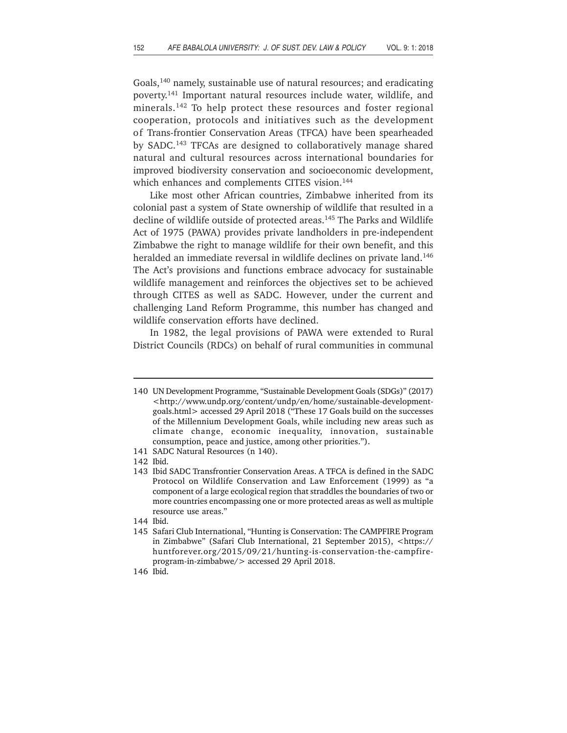Goals,[140] namely, sustainable use of natural resources; and eradicating poverty.[141] Important natural resources include water, wildlife, and minerals.[142] To help protect these resources and foster regional cooperation, protocols and initiatives such as the development of Trans-frontier Conservation Areas (TFCA) have been spearheaded by SADC.[143] TFCAs are designed to collaboratively manage shared natural and cultural resources across international boundaries for improved biodiversity conservation and socioeconomic development, which enhances and complements CITES vision.[144]

Like most other African countries, Zimbabwe inherited from its colonial past a system of State ownership of wildlife that resulted in a decline of wildlife outside of protected areas.[145] The Parks and Wildlife Act of 1975 (PAWA) provides private landholders in pre-independent Zimbabwe the right to manage wildlife for their own benefit, and this heralded an immediate reversal in wildlife declines on private land.[146] The Act's provisions and functions embrace advocacy for sustainable wildlife management and reinforces the objectives set to be achieved through CITES as well as SADC. However, under the current and challenging Land Reform Programme, this number has changed and wildlife conservation efforts have declined.

In 1982, the legal provisions of PAWA were extended to Rural District Councils (RDCs) on behalf of rural communities in communal

---

140 UN Development Programme, "Sustainable Development Goals (SDGs)" (2017) <http://www.undp.org/content/undp/en/home/sustainable-development-goals.html> accessed 29 April 2018 ("These 17 Goals build on the successes of the Millennium Development Goals, while including new areas such as climate change, economic inequality, innovation, sustainable consumption, peace and justice, among other priorities.").

141 SADC Natural Resources (n 140).

142 Ibid.

143 Ibid SADC Transfrontier Conservation Areas. A TFCA is defined in the SADC Protocol on Wildlife Conservation and Law Enforcement (1999) as "a component of a large ecological region that straddles the boundaries of two or more countries encompassing one or more protected areas as well as multiple resource use areas."

144 Ibid.

145 Safari Club International, "Hunting is Conservation: The CAMPFIRE Program in Zimbabwe" (Safari Club International, 21 September 2015), <https://huntforever.org/2015/09/21/hunting-is-conservation-the-campfire-program-in-zimbabwe/> accessed 29 April 2018.

146 Ibid.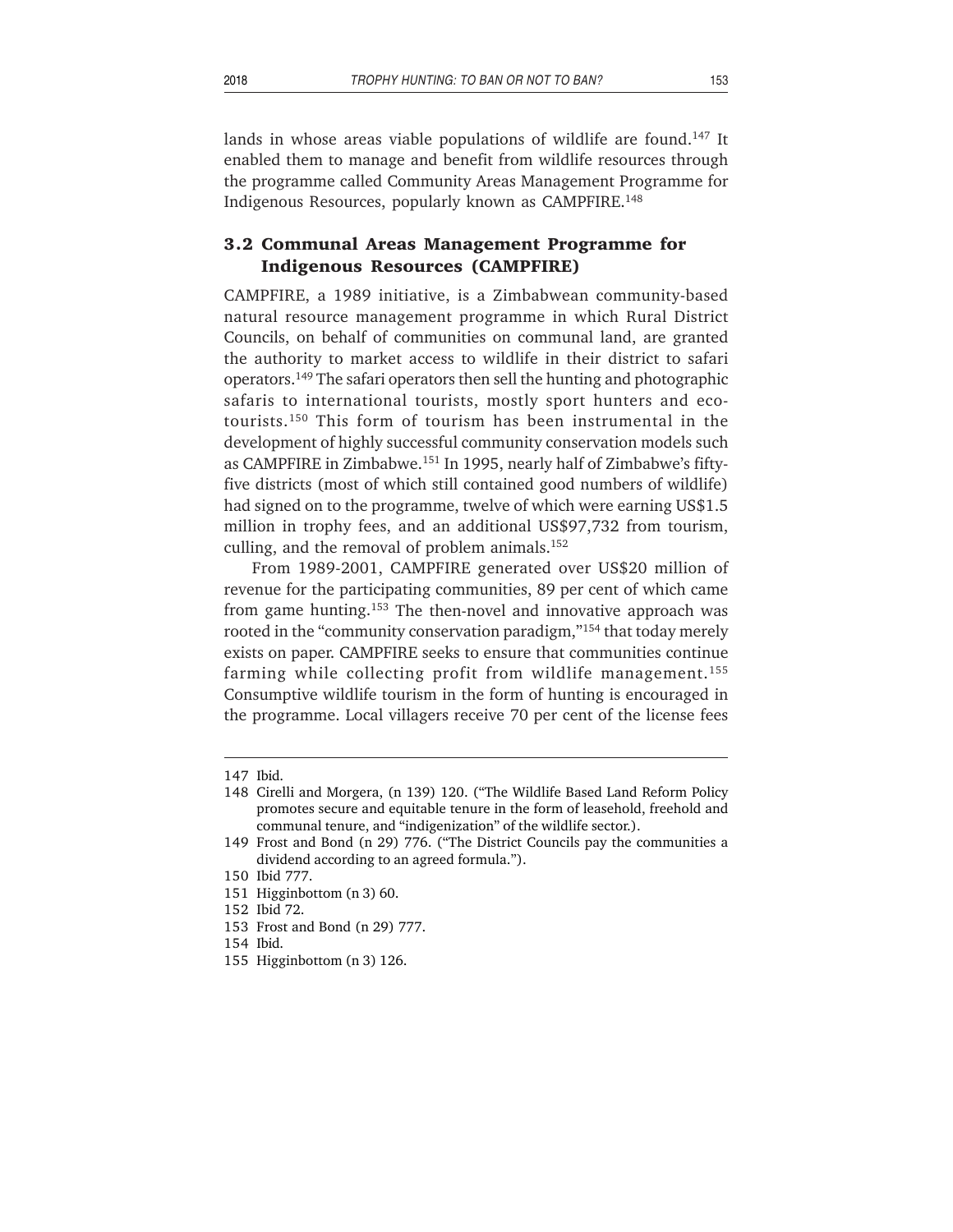lands in whose areas viable populations of wildlife are found.[147] It enabled them to manage and benefit from wildlife resources through the programme called Community Areas Management Programme for Indigenous Resources, popularly known as CAMPFIRE.[148]

### 3.2 Communal Areas Management Programme for Indigenous Resources (CAMPFIRE)

CAMPFIRE, a 1989 initiative, is a Zimbabwean community-based natural resource management programme in which Rural District Councils, on behalf of communities on communal land, are granted the authority to market access to wildlife in their district to safari operators.[149] The safari operators then sell the hunting and photographic safaris to international tourists, mostly sport hunters and eco-tourists.[150] This form of tourism has been instrumental in the development of highly successful community conservation models such as CAMPFIRE in Zimbabwe.[151] In 1995, nearly half of Zimbabwe's fifty-five districts (most of which still contained good numbers of wildlife) had signed on to the programme, twelve of which were earning US$1.5 million in trophy fees, and an additional US$97,732 from tourism, culling, and the removal of problem animals.[152]

From 1989-2001, CAMPFIRE generated over US$20 million of revenue for the participating communities, 89 per cent of which came from game hunting.[153] The then-novel and innovative approach was rooted in the "community conservation paradigm,"[154] that today merely exists on paper. CAMPFIRE seeks to ensure that communities continue farming while collecting profit from wildlife management.[155] Consumptive wildlife tourism in the form of hunting is encouraged in the programme. Local villagers receive 70 per cent of the license fees

---

147 Ibid.

148 Cirelli and Morgera, (n 139) 120. ("The Wildlife Based Land Reform Policy promotes secure and equitable tenure in the form of leasehold, freehold and communal tenure, and "indigenization" of the wildlife sector.).

149 Frost and Bond (n 29) 776. ("The District Councils pay the communities a dividend according to an agreed formula.").

150 Ibid 777.

151 Higginbottom (n 3) 60.

152 Ibid 72.

153 Frost and Bond (n 29) 777.

154 Ibid.

155 Higginbottom (n 3) 126.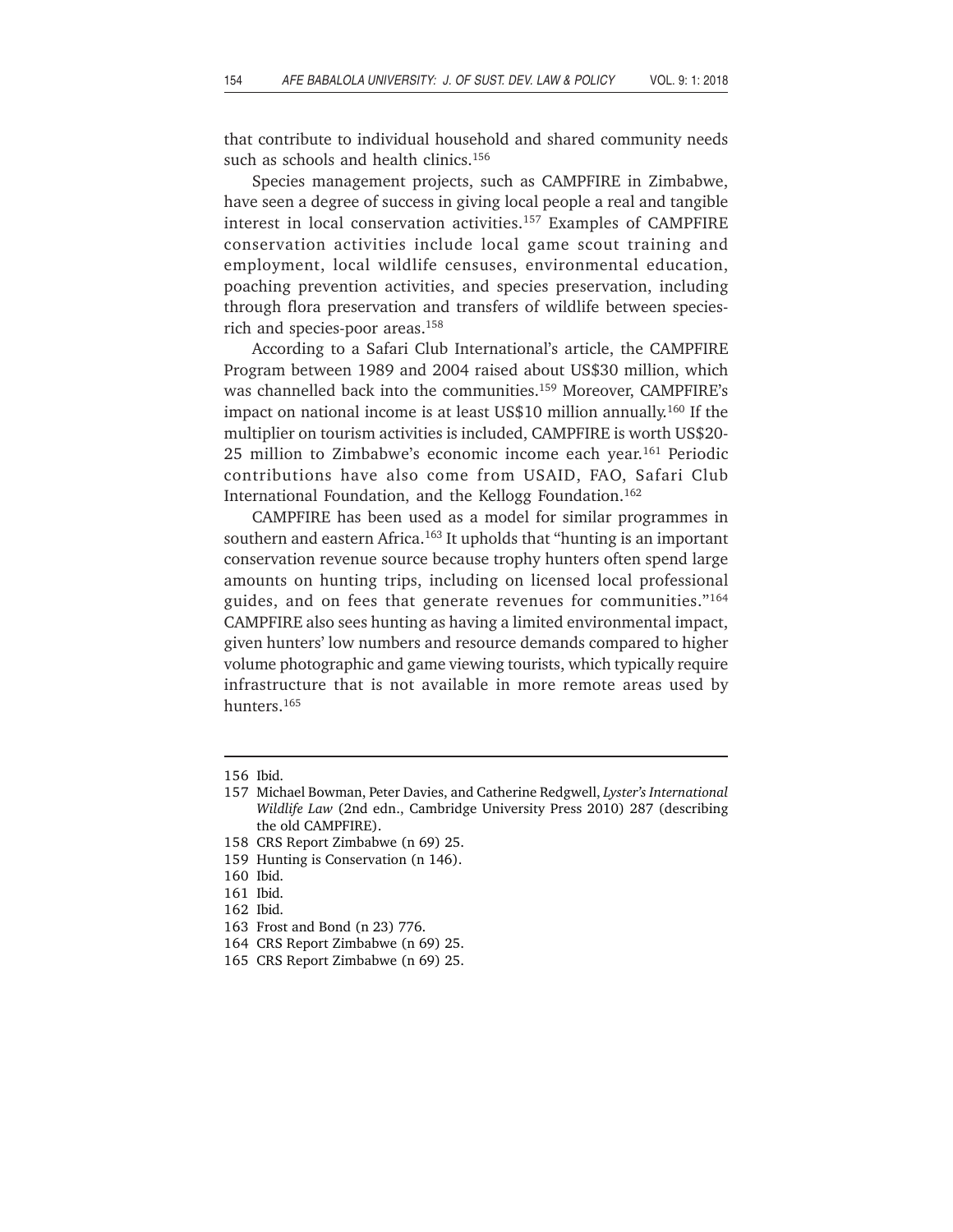that contribute to individual household and shared community needs such as schools and health clinics.[156]

Species management projects, such as CAMPFIRE in Zimbabwe, have seen a degree of success in giving local people a real and tangible interest in local conservation activities.[157] Examples of CAMPFIRE conservation activities include local game scout training and employment, local wildlife censuses, environmental education, poaching prevention activities, and species preservation, including through flora preservation and transfers of wildlife between species-rich and species-poor areas.[158]

According to a Safari Club International's article, the CAMPFIRE Program between 1989 and 2004 raised about US$30 million, which was channelled back into the communities.[159] Moreover, CAMPFIRE's impact on national income is at least US$10 million annually.[160] If the multiplier on tourism activities is included, CAMPFIRE is worth US$20-25 million to Zimbabwe's economic income each year.[161] Periodic contributions have also come from USAID, FAO, Safari Club International Foundation, and the Kellogg Foundation.[162]

CAMPFIRE has been used as a model for similar programmes in southern and eastern Africa.[163] It upholds that "hunting is an important conservation revenue source because trophy hunters often spend large amounts on hunting trips, including on licensed local professional guides, and on fees that generate revenues for communities."[164] CAMPFIRE also sees hunting as having a limited environmental impact, given hunters' low numbers and resource demands compared to higher volume photographic and game viewing tourists, which typically require infrastructure that is not available in more remote areas used by hunters.[165]

---

156 Ibid.

157 Michael Bowman, Peter Davies, and Catherine Redgwell, *Lyster's International Wildlife Law* (2nd edn., Cambridge University Press 2010) 287 (describing the old CAMPFIRE).

158 CRS Report Zimbabwe (n 69) 25.

159 Hunting is Conservation (n 146).

160 Ibid.

161 Ibid.

162 Ibid.

163 Frost and Bond (n 23) 776.

164 CRS Report Zimbabwe (n 69) 25.

165 CRS Report Zimbabwe (n 69) 25.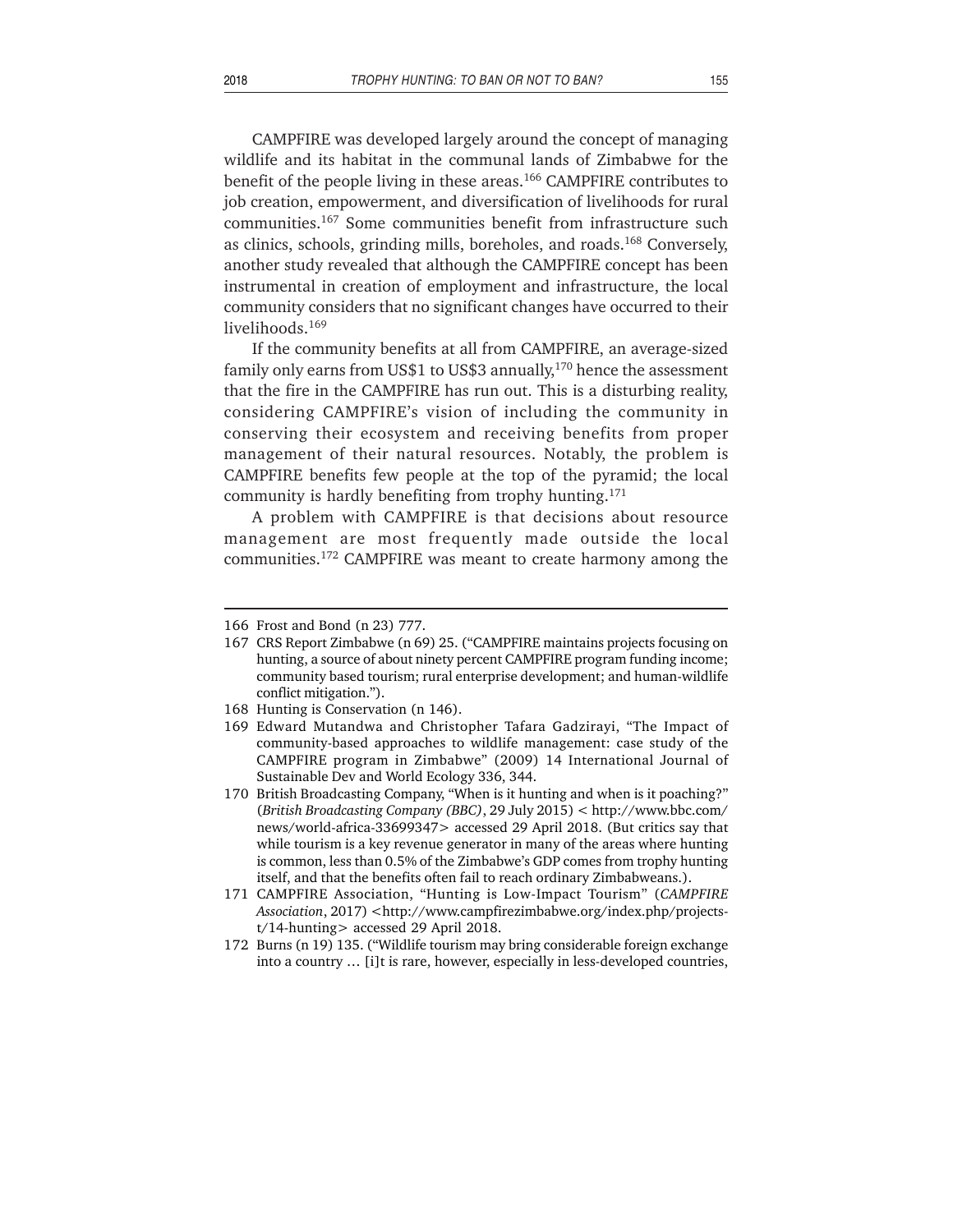CAMPFIRE was developed largely around the concept of managing wildlife and its habitat in the communal lands of Zimbabwe for the benefit of the people living in these areas.[166] CAMPFIRE contributes to job creation, empowerment, and diversification of livelihoods for rural communities.[167] Some communities benefit from infrastructure such as clinics, schools, grinding mills, boreholes, and roads.[168] Conversely, another study revealed that although the CAMPFIRE concept has been instrumental in creation of employment and infrastructure, the local community considers that no significant changes have occurred to their livelihoods.[169]

If the community benefits at all from CAMPFIRE, an average-sized family only earns from US$1 to US$3 annually,[170] hence the assessment that the fire in the CAMPFIRE has run out. This is a disturbing reality, considering CAMPFIRE's vision of including the community in conserving their ecosystem and receiving benefits from proper management of their natural resources. Notably, the problem is CAMPFIRE benefits few people at the top of the pyramid; the local community is hardly benefiting from trophy hunting.[171]

A problem with CAMPFIRE is that decisions about resource management are most frequently made outside the local communities.[172] CAMPFIRE was meant to create harmony among the

---

166 Frost and Bond (n 23) 777.

167 CRS Report Zimbabwe (n 69) 25. ("CAMPFIRE maintains projects focusing on hunting, a source of about ninety percent CAMPFIRE program funding income; community based tourism; rural enterprise development; and human-wildlife conflict mitigation.").

168 Hunting is Conservation (n 146).

169 Edward Mutandwa and Christopher Tafara Gadzirayi, "The Impact of community-based approaches to wildlife management: case study of the CAMPFIRE program in Zimbabwe" (2009) 14 International Journal of Sustainable Dev and World Ecology 336, 344.

170 British Broadcasting Company, "When is it hunting and when is it poaching?" (*British Broadcasting Company (BBC)*, 29 July 2015) < http://www.bbc.com/news/world-africa-33699347> accessed 29 April 2018. (But critics say that while tourism is a key revenue generator in many of the areas where hunting is common, less than 0.5% of the Zimbabwe's GDP comes from trophy hunting itself, and that the benefits often fail to reach ordinary Zimbabweans.).

171 CAMPFIRE Association, "Hunting is Low-Impact Tourism" (*CAMPFIRE Association*, 2017) <http://www.campfirezimbabwe.org/index.php/projects-t/14-hunting> accessed 29 April 2018.

172 Burns (n 19) 135. ("Wildlife tourism may bring considerable foreign exchange into a country … [i]t is rare, however, especially in less-developed countries,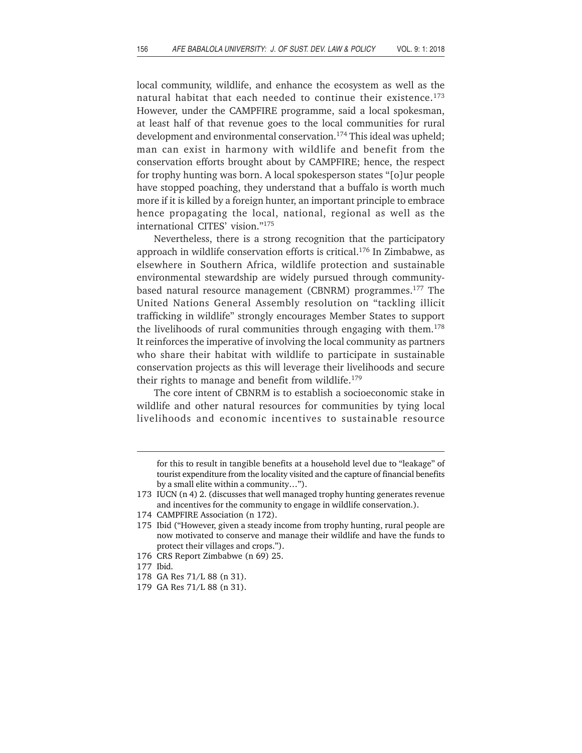local community, wildlife, and enhance the ecosystem as well as the natural habitat that each needed to continue their existence.[173] However, under the CAMPFIRE programme, said a local spokesman, at least half of that revenue goes to the local communities for rural development and environmental conservation.[174] This ideal was upheld; man can exist in harmony with wildlife and benefit from the conservation efforts brought about by CAMPFIRE; hence, the respect for trophy hunting was born. A local spokesperson states "[o]ur people have stopped poaching, they understand that a buffalo is worth much more if it is killed by a foreign hunter, an important principle to embrace hence propagating the local, national, regional as well as the international CITES' vision."[175]

Nevertheless, there is a strong recognition that the participatory approach in wildlife conservation efforts is critical.[176] In Zimbabwe, as elsewhere in Southern Africa, wildlife protection and sustainable environmental stewardship are widely pursued through community-based natural resource management (CBNRM) programmes.[177] The United Nations General Assembly resolution on "tackling illicit trafficking in wildlife" strongly encourages Member States to support the livelihoods of rural communities through engaging with them.[178] It reinforces the imperative of involving the local community as partners who share their habitat with wildlife to participate in sustainable conservation projects as this will leverage their livelihoods and secure their rights to manage and benefit from wildlife.[179]

The core intent of CBNRM is to establish a socioeconomic stake in wildlife and other natural resources for communities by tying local livelihoods and economic incentives to sustainable resource

---

for this to result in tangible benefits at a household level due to "leakage" of tourist expenditure from the locality visited and the capture of financial benefits by a small elite within a community…").

173 IUCN (n 4) 2. (discusses that well managed trophy hunting generates revenue and incentives for the community to engage in wildlife conservation.).

174 CAMPFIRE Association (n 172).

175 Ibid ("However, given a steady income from trophy hunting, rural people are now motivated to conserve and manage their wildlife and have the funds to protect their villages and crops.").

176 CRS Report Zimbabwe (n 69) 25.

177 Ibid.

178 GA Res 71/L 88 (n 31).

179 GA Res 71/L 88 (n 31).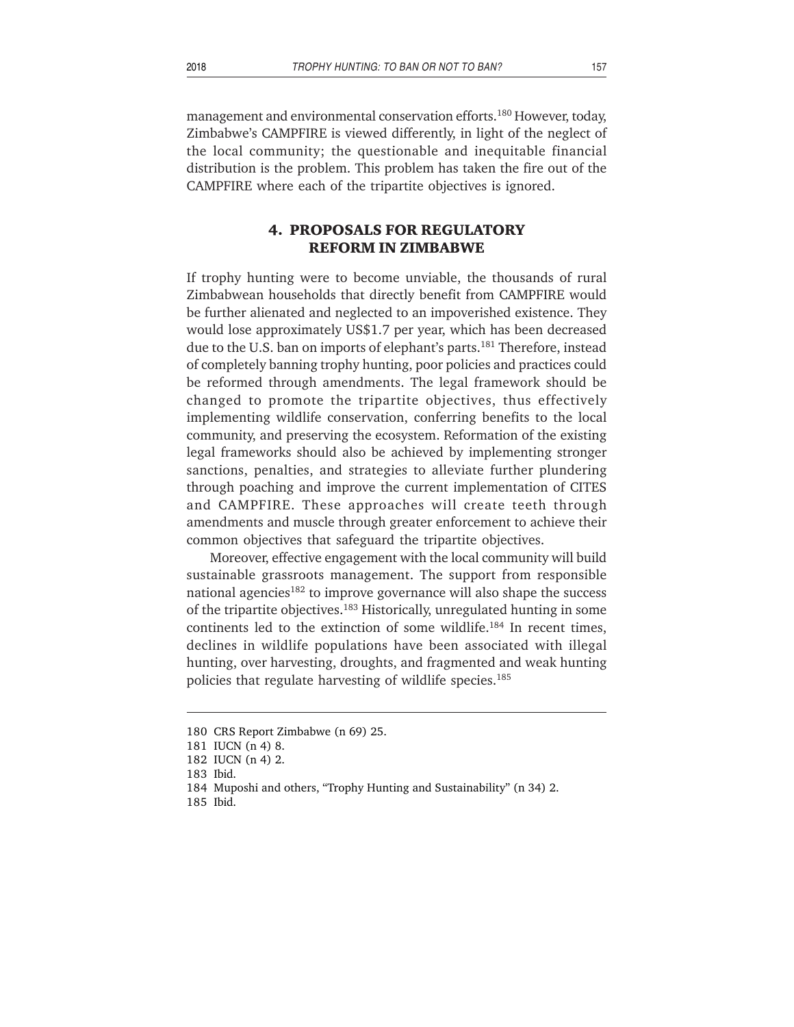management and environmental conservation efforts.[180] However, today, Zimbabwe's CAMPFIRE is viewed differently, in light of the neglect of the local community; the questionable and inequitable financial distribution is the problem. This problem has taken the fire out of the CAMPFIRE where each of the tripartite objectives is ignored.

## 4. PROPOSALS FOR REGULATORY REFORM IN ZIMBABWE

If trophy hunting were to become unviable, the thousands of rural Zimbabwean households that directly benefit from CAMPFIRE would be further alienated and neglected to an impoverished existence. They would lose approximately US$1.7 per year, which has been decreased due to the U.S. ban on imports of elephant's parts.[181] Therefore, instead of completely banning trophy hunting, poor policies and practices could be reformed through amendments. The legal framework should be changed to promote the tripartite objectives, thus effectively implementing wildlife conservation, conferring benefits to the local community, and preserving the ecosystem. Reformation of the existing legal frameworks should also be achieved by implementing stronger sanctions, penalties, and strategies to alleviate further plundering through poaching and improve the current implementation of CITES and CAMPFIRE. These approaches will create teeth through amendments and muscle through greater enforcement to achieve their common objectives that safeguard the tripartite objectives.

Moreover, effective engagement with the local community will build sustainable grassroots management. The support from responsible national agencies[182] to improve governance will also shape the success of the tripartite objectives.[183] Historically, unregulated hunting in some continents led to the extinction of some wildlife.[184] In recent times, declines in wildlife populations have been associated with illegal hunting, over harvesting, droughts, and fragmented and weak hunting policies that regulate harvesting of wildlife species.[185]

---

180 CRS Report Zimbabwe (n 69) 25.

181 IUCN (n 4) 8.

182 IUCN (n 4) 2.

183 Ibid.

184 Muposhi and others, "Trophy Hunting and Sustainability" (n 34) 2.

185 Ibid.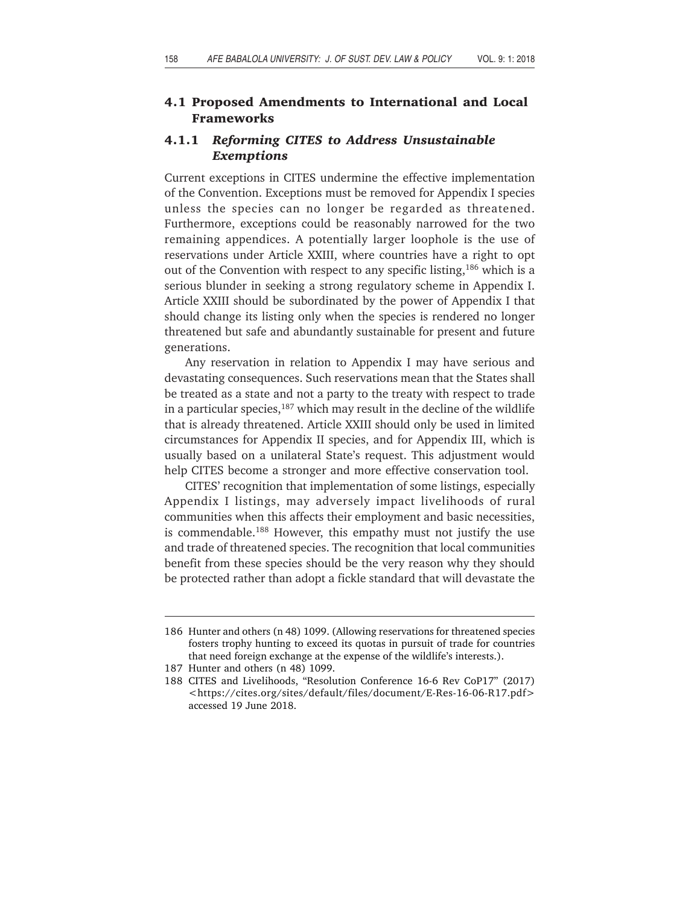## 4.1 Proposed Amendments to International and Local Frameworks

### 4.1.1 *Reforming CITES to Address Unsustainable Exemptions*

Current exceptions in CITES undermine the effective implementation of the Convention. Exceptions must be removed for Appendix I species unless the species can no longer be regarded as threatened. Furthermore, exceptions could be reasonably narrowed for the two remaining appendices. A potentially larger loophole is the use of reservations under Article XXIII, where countries have a right to opt out of the Convention with respect to any specific listing,[186] which is a serious blunder in seeking a strong regulatory scheme in Appendix I. Article XXIII should be subordinated by the power of Appendix I that should change its listing only when the species is rendered no longer threatened but safe and abundantly sustainable for present and future generations.

Any reservation in relation to Appendix I may have serious and devastating consequences. Such reservations mean that the States shall be treated as a state and not a party to the treaty with respect to trade in a particular species,[187] which may result in the decline of the wildlife that is already threatened. Article XXIII should only be used in limited circumstances for Appendix II species, and for Appendix III, which is usually based on a unilateral State's request. This adjustment would help CITES become a stronger and more effective conservation tool.

CITES' recognition that implementation of some listings, especially Appendix I listings, may adversely impact livelihoods of rural communities when this affects their employment and basic necessities, is commendable.[188] However, this empathy must not justify the use and trade of threatened species. The recognition that local communities benefit from these species should be the very reason why they should be protected rather than adopt a fickle standard that will devastate the

---

186 Hunter and others (n 48) 1099. (Allowing reservations for threatened species fosters trophy hunting to exceed its quotas in pursuit of trade for countries that need foreign exchange at the expense of the wildlife's interests.).

187 Hunter and others (n 48) 1099.

188 CITES and Livelihoods, "Resolution Conference 16-6 Rev CoP17" (2017) <https://cites.org/sites/default/files/document/E-Res-16-06-R17.pdf> accessed 19 June 2018.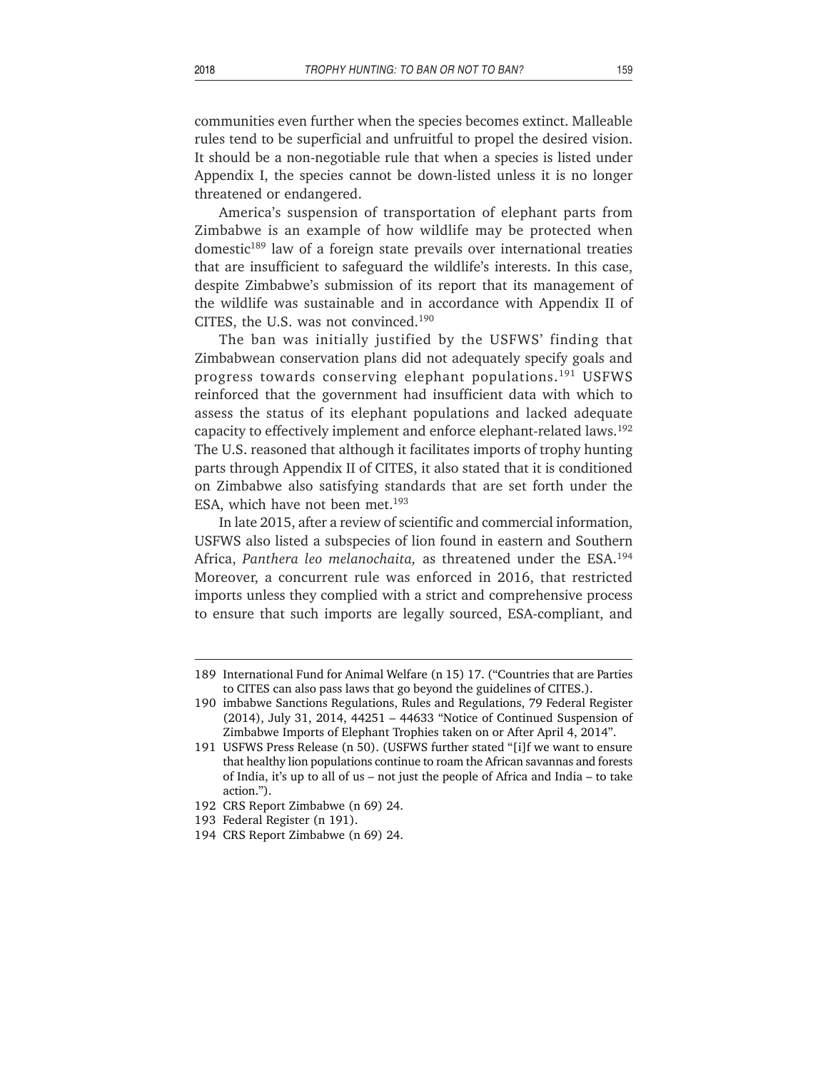communities even further when the species becomes extinct. Malleable rules tend to be superficial and unfruitful to propel the desired vision. It should be a non-negotiable rule that when a species is listed under Appendix I, the species cannot be down-listed unless it is no longer threatened or endangered.

America's suspension of transportation of elephant parts from Zimbabwe is an example of how wildlife may be protected when domestic[189] law of a foreign state prevails over international treaties that are insufficient to safeguard the wildlife's interests. In this case, despite Zimbabwe's submission of its report that its management of the wildlife was sustainable and in accordance with Appendix II of CITES, the U.S. was not convinced.[190]

The ban was initially justified by the USFWS' finding that Zimbabwean conservation plans did not adequately specify goals and progress towards conserving elephant populations.[191] USFWS reinforced that the government had insufficient data with which to assess the status of its elephant populations and lacked adequate capacity to effectively implement and enforce elephant-related laws.[192] The U.S. reasoned that although it facilitates imports of trophy hunting parts through Appendix II of CITES, it also stated that it is conditioned on Zimbabwe also satisfying standards that are set forth under the ESA, which have not been met.[193]

In late 2015, after a review of scientific and commercial information, USFWS also listed a subspecies of lion found in eastern and Southern Africa, *Panthera leo melanochaita,* as threatened under the ESA.[194] Moreover, a concurrent rule was enforced in 2016, that restricted imports unless they complied with a strict and comprehensive process to ensure that such imports are legally sourced, ESA-compliant, and

---

189 International Fund for Animal Welfare (n 15) 17. ("Countries that are Parties to CITES can also pass laws that go beyond the guidelines of CITES.).

190 imbabwe Sanctions Regulations, Rules and Regulations, 79 Federal Register (2014), July 31, 2014, 44251 – 44633 "Notice of Continued Suspension of Zimbabwe Imports of Elephant Trophies taken on or After April 4, 2014".

191 USFWS Press Release (n 50). (USFWS further stated "[i]f we want to ensure that healthy lion populations continue to roam the African savannas and forests of India, it's up to all of us – not just the people of Africa and India – to take action.").

192 CRS Report Zimbabwe (n 69) 24.

193 Federal Register (n 191).

194 CRS Report Zimbabwe (n 69) 24.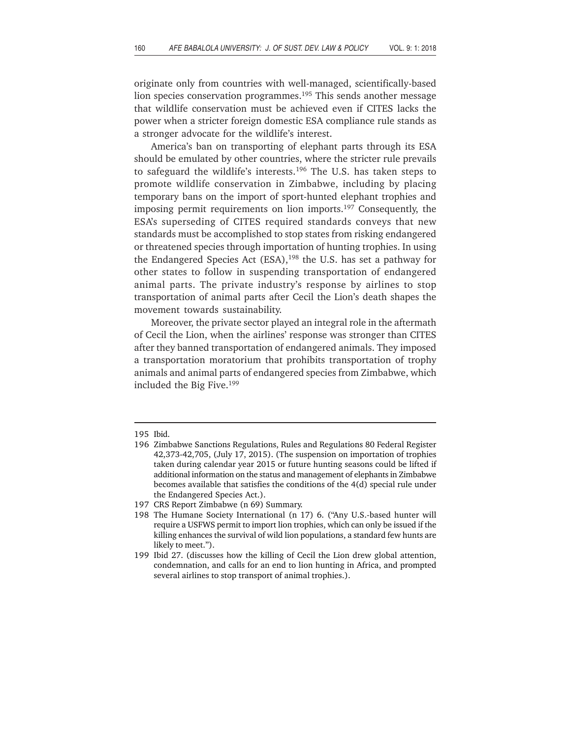originate only from countries with well-managed, scientifically-based lion species conservation programmes.[195] This sends another message that wildlife conservation must be achieved even if CITES lacks the power when a stricter foreign domestic ESA compliance rule stands as a stronger advocate for the wildlife's interest.

America's ban on transporting of elephant parts through its ESA should be emulated by other countries, where the stricter rule prevails to safeguard the wildlife's interests.[196] The U.S. has taken steps to promote wildlife conservation in Zimbabwe, including by placing temporary bans on the import of sport-hunted elephant trophies and imposing permit requirements on lion imports.[197] Consequently, the ESA's superseding of CITES required standards conveys that new standards must be accomplished to stop states from risking endangered or threatened species through importation of hunting trophies. In using the Endangered Species Act (ESA),[198] the U.S. has set a pathway for other states to follow in suspending transportation of endangered animal parts. The private industry's response by airlines to stop transportation of animal parts after Cecil the Lion's death shapes the movement towards sustainability.

Moreover, the private sector played an integral role in the aftermath of Cecil the Lion, when the airlines' response was stronger than CITES after they banned transportation of endangered animals. They imposed a transportation moratorium that prohibits transportation of trophy animals and animal parts of endangered species from Zimbabwe, which included the Big Five.[199]

---

195 Ibid.

196 Zimbabwe Sanctions Regulations, Rules and Regulations 80 Federal Register 42,373-42,705, (July 17, 2015). (The suspension on importation of trophies taken during calendar year 2015 or future hunting seasons could be lifted if additional information on the status and management of elephants in Zimbabwe becomes available that satisfies the conditions of the 4(d) special rule under the Endangered Species Act.).

197 CRS Report Zimbabwe (n 69) Summary.

198 The Humane Society International (n 17) 6. ("Any U.S.-based hunter will require a USFWS permit to import lion trophies, which can only be issued if the killing enhances the survival of wild lion populations, a standard few hunts are likely to meet.").

199 Ibid 27. (discusses how the killing of Cecil the Lion drew global attention, condemnation, and calls for an end to lion hunting in Africa, and prompted several airlines to stop transport of animal trophies.).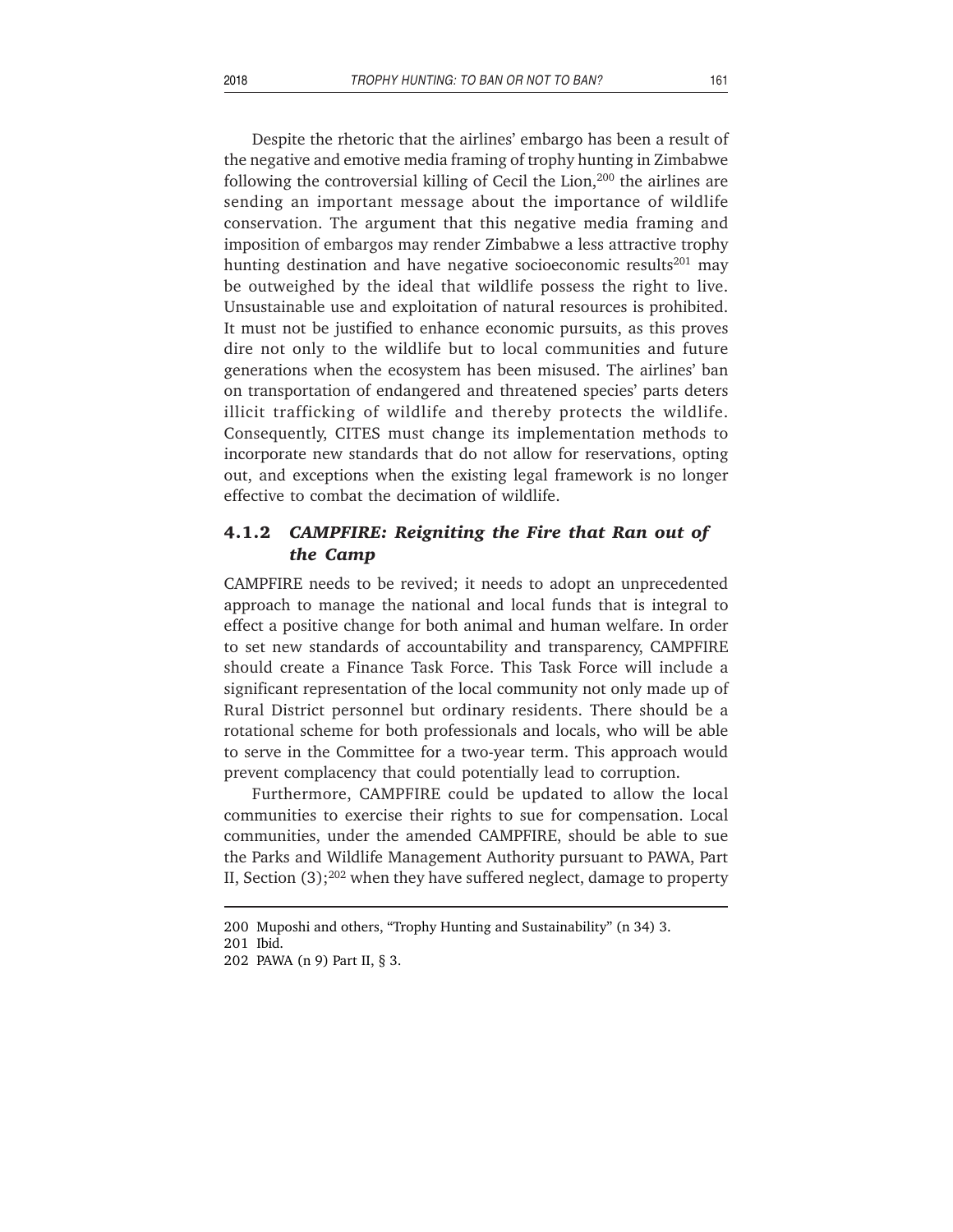Despite the rhetoric that the airlines' embargo has been a result of the negative and emotive media framing of trophy hunting in Zimbabwe following the controversial killing of Cecil the Lion,[200] the airlines are sending an important message about the importance of wildlife conservation. The argument that this negative media framing and imposition of embargos may render Zimbabwe a less attractive trophy hunting destination and have negative socioeconomic results[201] may be outweighed by the ideal that wildlife possess the right to live. Unsustainable use and exploitation of natural resources is prohibited. It must not be justified to enhance economic pursuits, as this proves dire not only to the wildlife but to local communities and future generations when the ecosystem has been misused. The airlines' ban on transportation of endangered and threatened species' parts deters illicit trafficking of wildlife and thereby protects the wildlife. Consequently, CITES must change its implementation methods to incorporate new standards that do not allow for reservations, opting out, and exceptions when the existing legal framework is no longer effective to combat the decimation of wildlife.

#### 4.1.2 *CAMPFIRE: Reigniting the Fire that Ran out of the Camp*

CAMPFIRE needs to be revived; it needs to adopt an unprecedented approach to manage the national and local funds that is integral to effect a positive change for both animal and human welfare. In order to set new standards of accountability and transparency, CAMPFIRE should create a Finance Task Force. This Task Force will include a significant representation of the local community not only made up of Rural District personnel but ordinary residents. There should be a rotational scheme for both professionals and locals, who will be able to serve in the Committee for a two-year term. This approach would prevent complacency that could potentially lead to corruption.

Furthermore, CAMPFIRE could be updated to allow the local communities to exercise their rights to sue for compensation. Local communities, under the amended CAMPFIRE, should be able to sue the Parks and Wildlife Management Authority pursuant to PAWA, Part II, Section (3);[202] when they have suffered neglect, damage to property

---

200 Muposhi and others, "Trophy Hunting and Sustainability" (n 34) 3.

201 Ibid.

202 PAWA (n 9) Part II, § 3.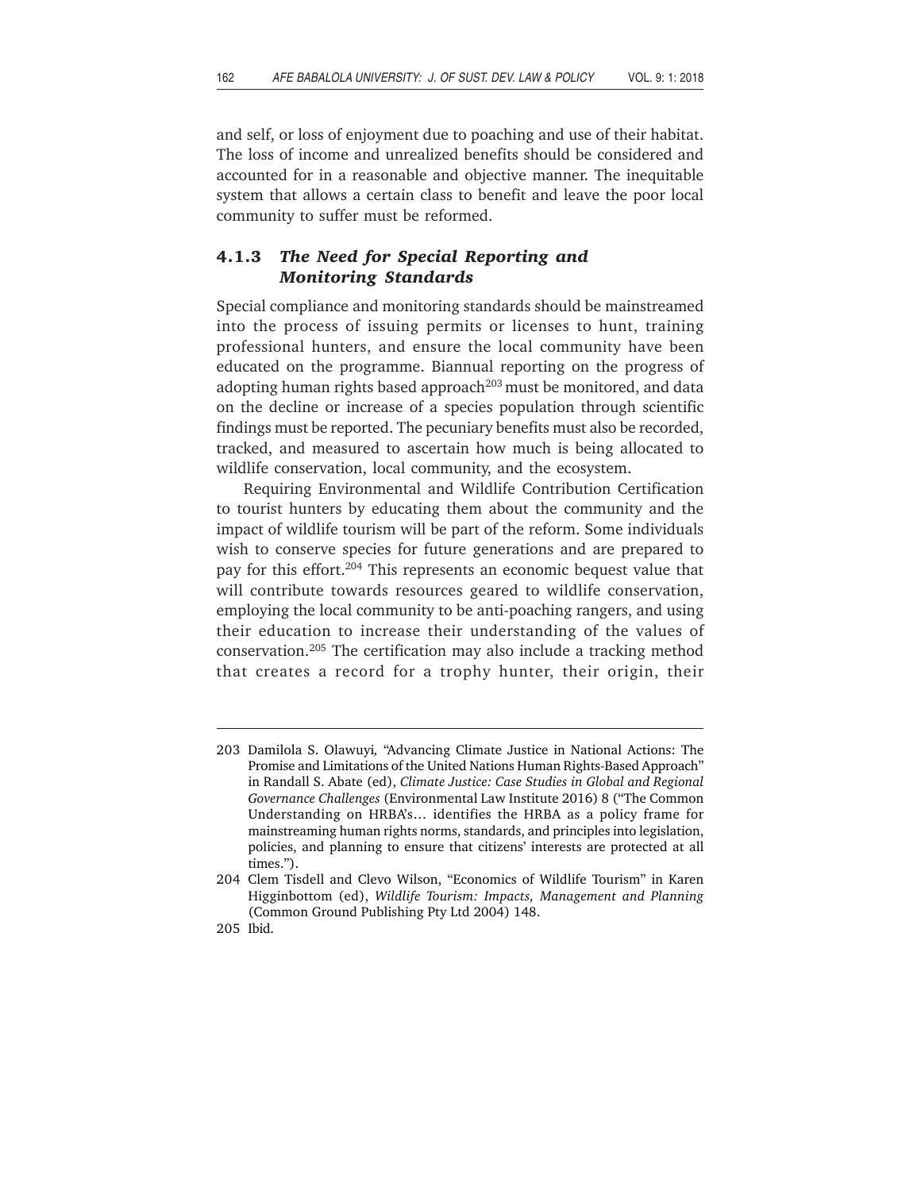and self, or loss of enjoyment due to poaching and use of their habitat. The loss of income and unrealized benefits should be considered and accounted for in a reasonable and objective manner. The inequitable system that allows a certain class to benefit and leave the poor local community to suffer must be reformed.

### 4.1.3 *The Need for Special Reporting and Monitoring Standards*

Special compliance and monitoring standards should be mainstreamed into the process of issuing permits or licenses to hunt, training professional hunters, and ensure the local community have been educated on the programme. Biannual reporting on the progress of adopting human rights based approach[203] must be monitored, and data on the decline or increase of a species population through scientific findings must be reported. The pecuniary benefits must also be recorded, tracked, and measured to ascertain how much is being allocated to wildlife conservation, local community, and the ecosystem.

Requiring Environmental and Wildlife Contribution Certification to tourist hunters by educating them about the community and the impact of wildlife tourism will be part of the reform. Some individuals wish to conserve species for future generations and are prepared to pay for this effort.[204] This represents an economic bequest value that will contribute towards resources geared to wildlife conservation, employing the local community to be anti-poaching rangers, and using their education to increase their understanding of the values of conservation.[205] The certification may also include a tracking method that creates a record for a trophy hunter, their origin, their

---

203 Damilola S. Olawuyi, "Advancing Climate Justice in National Actions: The Promise and Limitations of the United Nations Human Rights-Based Approach" in Randall S. Abate (ed), *Climate Justice: Case Studies in Global and Regional Governance Challenges* (Environmental Law Institute 2016) 8 ("The Common Understanding on HRBA's… identifies the HRBA as a policy frame for mainstreaming human rights norms, standards, and principles into legislation, policies, and planning to ensure that citizens' interests are protected at all times.").

204 Clem Tisdell and Clevo Wilson, "Economics of Wildlife Tourism" in Karen Higginbottom (ed), *Wildlife Tourism: Impacts, Management and Planning* (Common Ground Publishing Pty Ltd 2004) 148.

205 Ibid.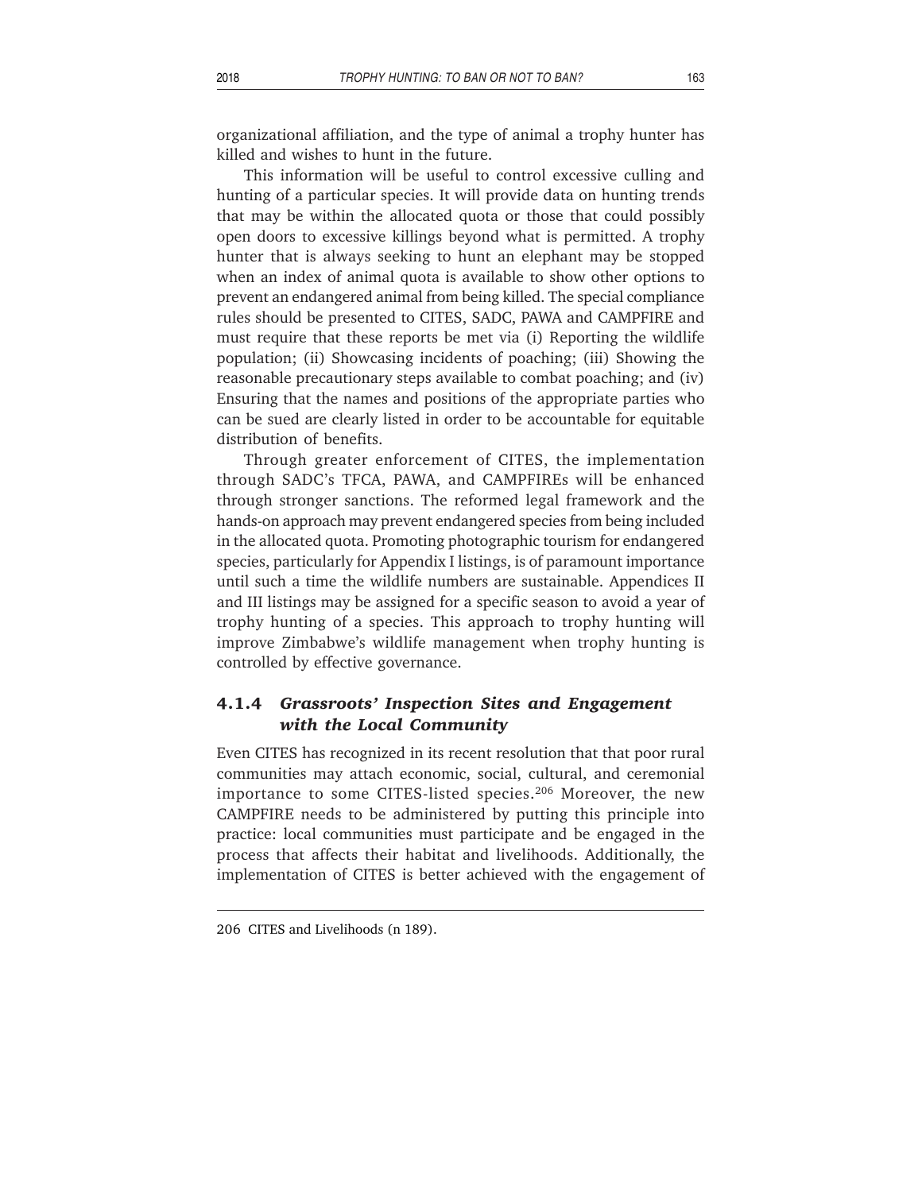organizational affiliation, and the type of animal a trophy hunter has killed and wishes to hunt in the future.

This information will be useful to control excessive culling and hunting of a particular species. It will provide data on hunting trends that may be within the allocated quota or those that could possibly open doors to excessive killings beyond what is permitted. A trophy hunter that is always seeking to hunt an elephant may be stopped when an index of animal quota is available to show other options to prevent an endangered animal from being killed. The special compliance rules should be presented to CITES, SADC, PAWA and CAMPFIRE and must require that these reports be met via (i) Reporting the wildlife population; (ii) Showcasing incidents of poaching; (iii) Showing the reasonable precautionary steps available to combat poaching; and (iv) Ensuring that the names and positions of the appropriate parties who can be sued are clearly listed in order to be accountable for equitable distribution of benefits.

Through greater enforcement of CITES, the implementation through SADC's TFCA, PAWA, and CAMPFIREs will be enhanced through stronger sanctions. The reformed legal framework and the hands-on approach may prevent endangered species from being included in the allocated quota. Promoting photographic tourism for endangered species, particularly for Appendix I listings, is of paramount importance until such a time the wildlife numbers are sustainable. Appendices II and III listings may be assigned for a specific season to avoid a year of trophy hunting of a species. This approach to trophy hunting will improve Zimbabwe's wildlife management when trophy hunting is controlled by effective governance.

#### 4.1.4 *Grassroots' Inspection Sites and Engagement with the Local Community*

Even CITES has recognized in its recent resolution that that poor rural communities may attach economic, social, cultural, and ceremonial importance to some CITES-listed species.[206] Moreover, the new CAMPFIRE needs to be administered by putting this principle into practice: local communities must participate and be engaged in the process that affects their habitat and livelihoods. Additionally, the implementation of CITES is better achieved with the engagement of

206 CITES and Livelihoods (n 189).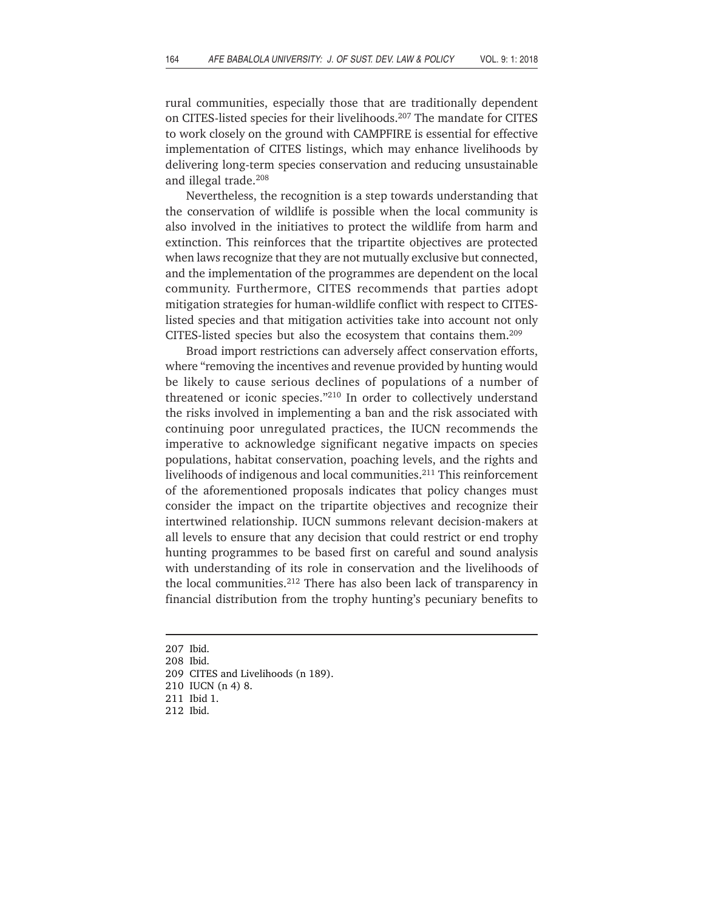rural communities, especially those that are traditionally dependent on CITES-listed species for their livelihoods.[207] The mandate for CITES to work closely on the ground with CAMPFIRE is essential for effective implementation of CITES listings, which may enhance livelihoods by delivering long-term species conservation and reducing unsustainable and illegal trade.[208]

Nevertheless, the recognition is a step towards understanding that the conservation of wildlife is possible when the local community is also involved in the initiatives to protect the wildlife from harm and extinction. This reinforces that the tripartite objectives are protected when laws recognize that they are not mutually exclusive but connected, and the implementation of the programmes are dependent on the local community. Furthermore, CITES recommends that parties adopt mitigation strategies for human-wildlife conflict with respect to CITES-listed species and that mitigation activities take into account not only CITES-listed species but also the ecosystem that contains them.[209]

Broad import restrictions can adversely affect conservation efforts, where "removing the incentives and revenue provided by hunting would be likely to cause serious declines of populations of a number of threatened or iconic species."[210] In order to collectively understand the risks involved in implementing a ban and the risk associated with continuing poor unregulated practices, the IUCN recommends the imperative to acknowledge significant negative impacts on species populations, habitat conservation, poaching levels, and the rights and livelihoods of indigenous and local communities.[211] This reinforcement of the aforementioned proposals indicates that policy changes must consider the impact on the tripartite objectives and recognize their intertwined relationship. IUCN summons relevant decision-makers at all levels to ensure that any decision that could restrict or end trophy hunting programmes to be based first on careful and sound analysis with understanding of its role in conservation and the livelihoods of the local communities.[212] There has also been lack of transparency in financial distribution from the trophy hunting's pecuniary benefits to

---

207 Ibid.

208 Ibid.

209 CITES and Livelihoods (n 189).

210 IUCN (n 4) 8.

211 Ibid 1.

212 Ibid.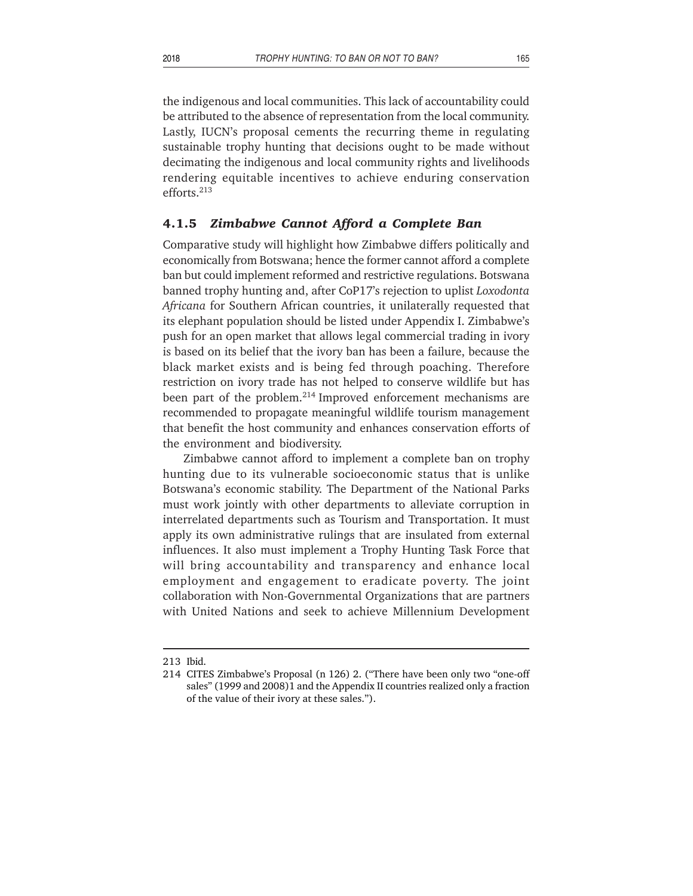the indigenous and local communities. This lack of accountability could be attributed to the absence of representation from the local community. Lastly, IUCN's proposal cements the recurring theme in regulating sustainable trophy hunting that decisions ought to be made without decimating the indigenous and local community rights and livelihoods rendering equitable incentives to achieve enduring conservation efforts.[213]

### 4.1.5 *Zimbabwe Cannot Afford a Complete Ban*

Comparative study will highlight how Zimbabwe differs politically and economically from Botswana; hence the former cannot afford a complete ban but could implement reformed and restrictive regulations. Botswana banned trophy hunting and, after CoP17's rejection to uplist *Loxodonta Africana* for Southern African countries, it unilaterally requested that its elephant population should be listed under Appendix I. Zimbabwe's push for an open market that allows legal commercial trading in ivory is based on its belief that the ivory ban has been a failure, because the black market exists and is being fed through poaching. Therefore restriction on ivory trade has not helped to conserve wildlife but has been part of the problem.[214] Improved enforcement mechanisms are recommended to propagate meaningful wildlife tourism management that benefit the host community and enhances conservation efforts of the environment and biodiversity.

Zimbabwe cannot afford to implement a complete ban on trophy hunting due to its vulnerable socioeconomic status that is unlike Botswana's economic stability. The Department of the National Parks must work jointly with other departments to alleviate corruption in interrelated departments such as Tourism and Transportation. It must apply its own administrative rulings that are insulated from external influences. It also must implement a Trophy Hunting Task Force that will bring accountability and transparency and enhance local employment and engagement to eradicate poverty. The joint collaboration with Non-Governmental Organizations that are partners with United Nations and seek to achieve Millennium Development

---

213 Ibid.

214 CITES Zimbabwe's Proposal (n 126) 2. ("There have been only two "one-off sales" (1999 and 2008)1 and the Appendix II countries realized only a fraction of the value of their ivory at these sales.").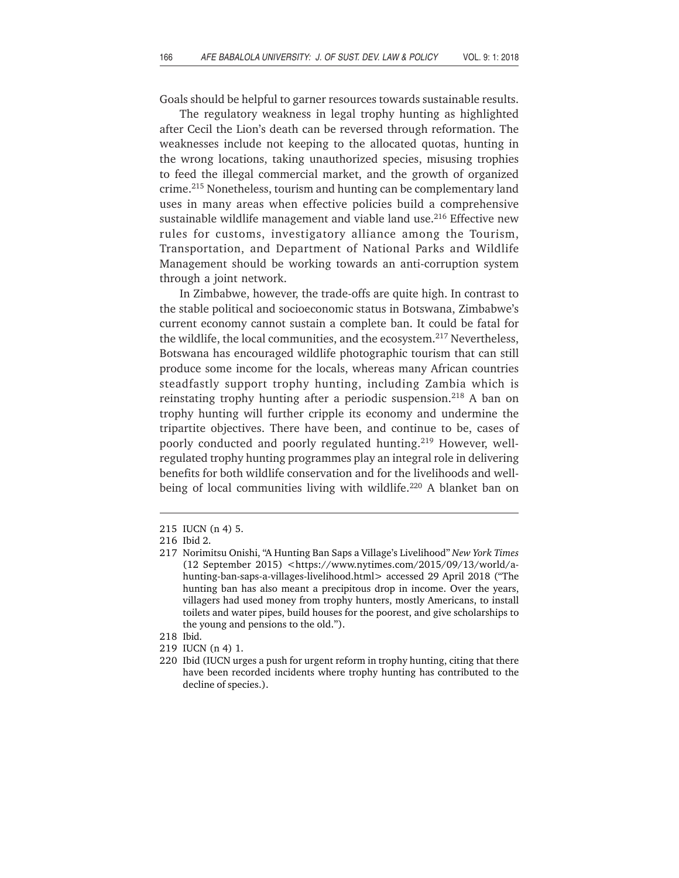Goals should be helpful to garner resources towards sustainable results.

The regulatory weakness in legal trophy hunting as highlighted after Cecil the Lion's death can be reversed through reformation. The weaknesses include not keeping to the allocated quotas, hunting in the wrong locations, taking unauthorized species, misusing trophies to feed the illegal commercial market, and the growth of organized crime.[215] Nonetheless, tourism and hunting can be complementary land uses in many areas when effective policies build a comprehensive sustainable wildlife management and viable land use.[216] Effective new rules for customs, investigatory alliance among the Tourism, Transportation, and Department of National Parks and Wildlife Management should be working towards an anti-corruption system through a joint network.

In Zimbabwe, however, the trade-offs are quite high. In contrast to the stable political and socioeconomic status in Botswana, Zimbabwe's current economy cannot sustain a complete ban. It could be fatal for the wildlife, the local communities, and the ecosystem.[217] Nevertheless, Botswana has encouraged wildlife photographic tourism that can still produce some income for the locals, whereas many African countries steadfastly support trophy hunting, including Zambia which is reinstating trophy hunting after a periodic suspension.[218] A ban on trophy hunting will further cripple its economy and undermine the tripartite objectives. There have been, and continue to be, cases of poorly conducted and poorly regulated hunting.[219] However, well-regulated trophy hunting programmes play an integral role in delivering benefits for both wildlife conservation and for the livelihoods and well-being of local communities living with wildlife.[220] A blanket ban on

---

215 IUCN (n 4) 5.

216 Ibid 2.

217 Norimitsu Onishi, "A Hunting Ban Saps a Village's Livelihood" *New York Times* (12 September 2015) <https://www.nytimes.com/2015/09/13/world/a-hunting-ban-saps-a-villages-livelihood.html> accessed 29 April 2018 ("The hunting ban has also meant a precipitous drop in income. Over the years, villagers had used money from trophy hunters, mostly Americans, to install toilets and water pipes, build houses for the poorest, and give scholarships to the young and pensions to the old.").

218 Ibid.

219 IUCN (n 4) 1.

220 Ibid (IUCN urges a push for urgent reform in trophy hunting, citing that there have been recorded incidents where trophy hunting has contributed to the decline of species.).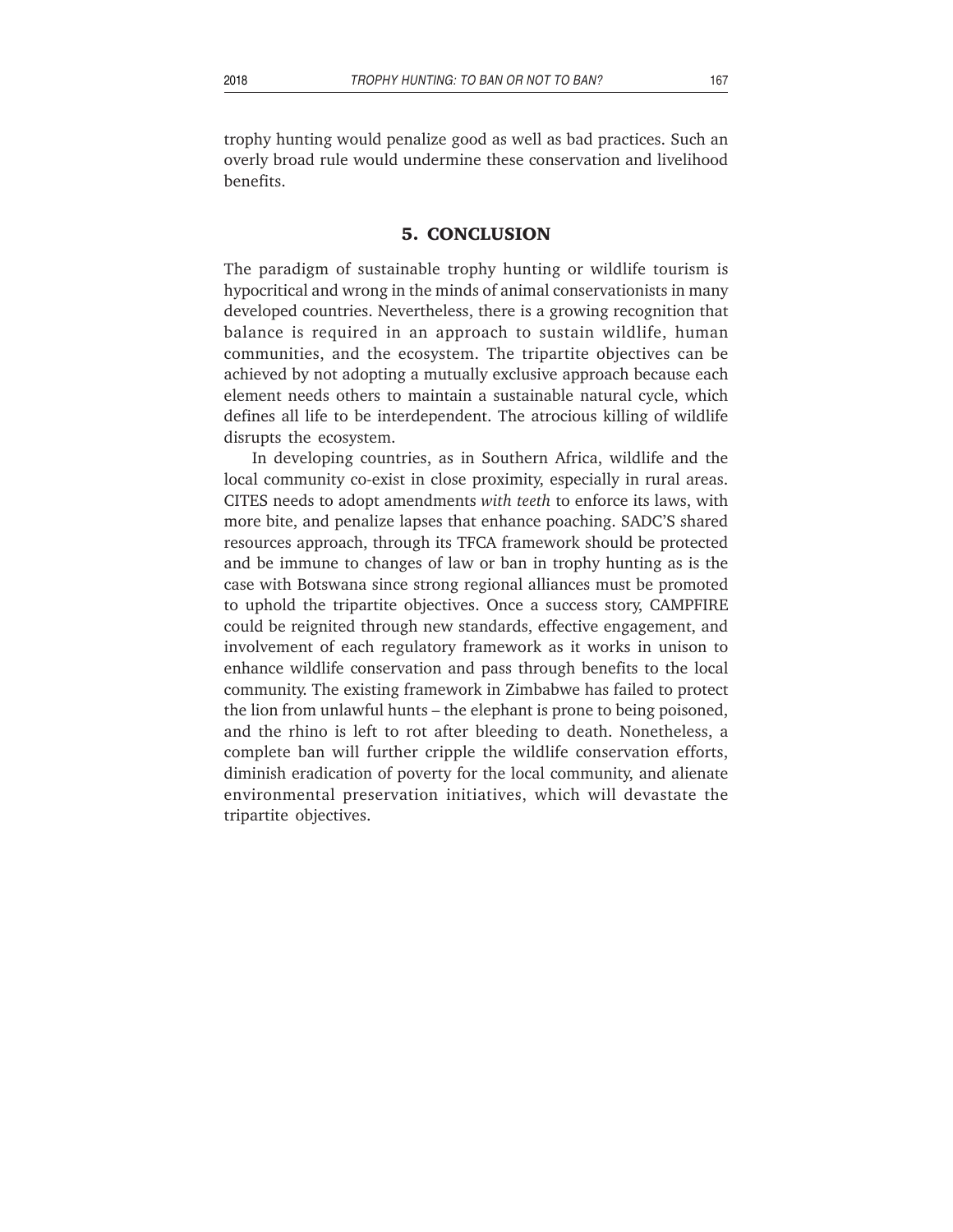trophy hunting would penalize good as well as bad practices. Such an overly broad rule would undermine these conservation and livelihood benefits.

## 5. CONCLUSION

The paradigm of sustainable trophy hunting or wildlife tourism is hypocritical and wrong in the minds of animal conservationists in many developed countries. Nevertheless, there is a growing recognition that balance is required in an approach to sustain wildlife, human communities, and the ecosystem. The tripartite objectives can be achieved by not adopting a mutually exclusive approach because each element needs others to maintain a sustainable natural cycle, which defines all life to be interdependent. The atrocious killing of wildlife disrupts the ecosystem.

In developing countries, as in Southern Africa, wildlife and the local community co-exist in close proximity, especially in rural areas. CITES needs to adopt amendments *with teeth* to enforce its laws, with more bite, and penalize lapses that enhance poaching. SADC'S shared resources approach, through its TFCA framework should be protected and be immune to changes of law or ban in trophy hunting as is the case with Botswana since strong regional alliances must be promoted to uphold the tripartite objectives. Once a success story, CAMPFIRE could be reignited through new standards, effective engagement, and involvement of each regulatory framework as it works in unison to enhance wildlife conservation and pass through benefits to the local community. The existing framework in Zimbabwe has failed to protect the lion from unlawful hunts – the elephant is prone to being poisoned, and the rhino is left to rot after bleeding to death. Nonetheless, a complete ban will further cripple the wildlife conservation efforts, diminish eradication of poverty for the local community, and alienate environmental preservation initiatives, which will devastate the tripartite objectives.